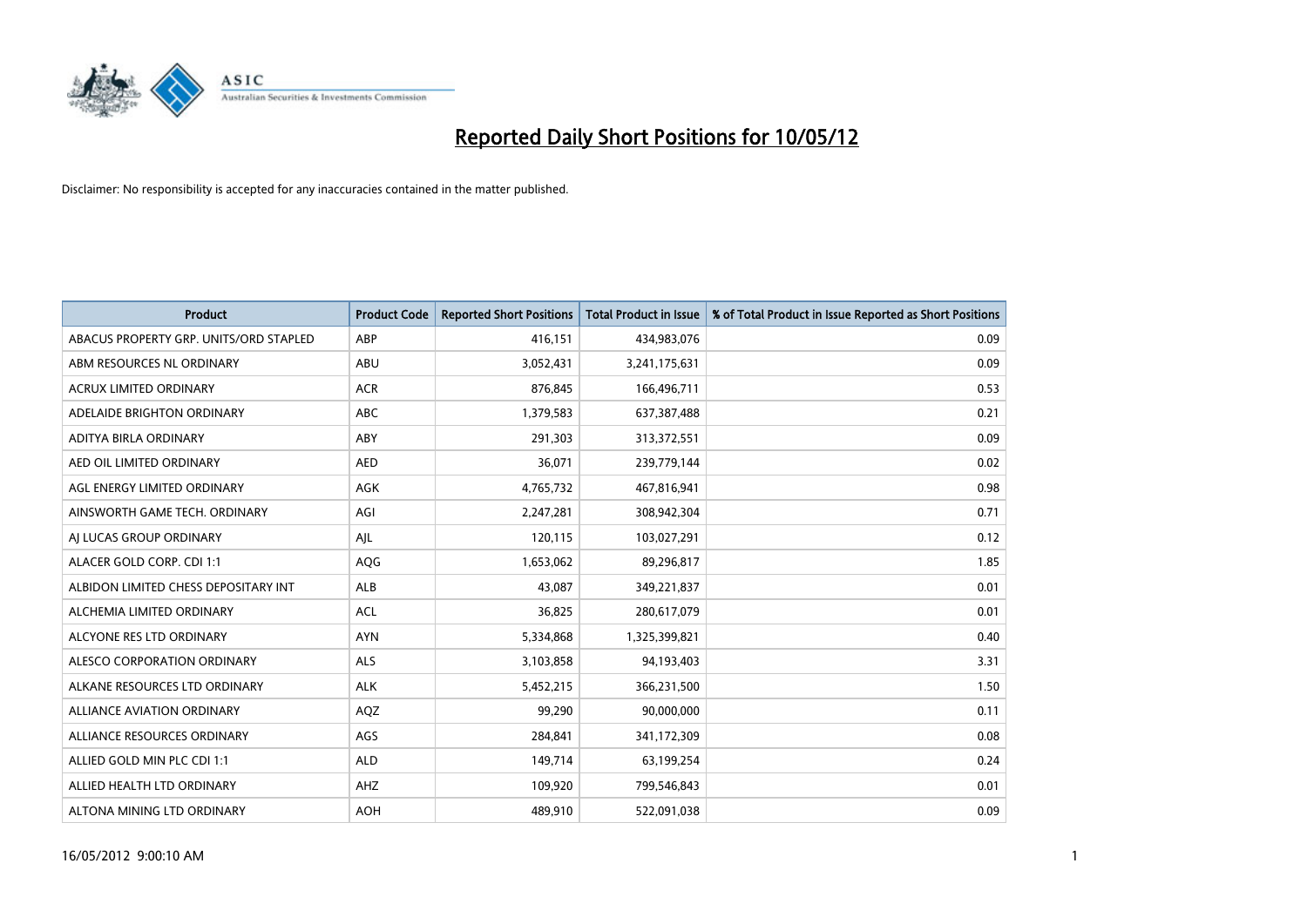# Reported Daily Short Positions for 10/05/12

Disclaimer: No responsibility is accepted for any inaccuracies contained in the matter published.

| Product | Product Code | Reported Short Positions | Total Product in Issue | % of Total Product in Issue Reported as Short Positions |
|---|---|---|---|---|
| ABACUS PROPERTY GRP. UNITS/ORD STAPLED | ABP | 416,151 | 434,983,076 | 0.09 |
| ABM RESOURCES NL ORDINARY | ABU | 3,052,431 | 3,241,175,631 | 0.09 |
| ACRUX LIMITED ORDINARY | ACR | 876,845 | 166,496,711 | 0.53 |
| ADELAIDE BRIGHTON ORDINARY | ABC | 1,379,583 | 637,387,488 | 0.21 |
| ADITYA BIRLA ORDINARY | ABY | 291,303 | 313,372,551 | 0.09 |
| AED OIL LIMITED ORDINARY | AED | 36,071 | 239,779,144 | 0.02 |
| AGL ENERGY LIMITED ORDINARY | AGK | 4,765,732 | 467,816,941 | 0.98 |
| AINSWORTH GAME TECH. ORDINARY | AGI | 2,247,281 | 308,942,304 | 0.71 |
| AJ LUCAS GROUP ORDINARY | AJL | 120,115 | 103,027,291 | 0.12 |
| ALACER GOLD CORP. CDI 1:1 | AQG | 1,653,062 | 89,296,817 | 1.85 |
| ALBIDON LIMITED CHESS DEPOSITARY INT | ALB | 43,087 | 349,221,837 | 0.01 |
| ALCHEMIA LIMITED ORDINARY | ACL | 36,825 | 280,617,079 | 0.01 |
| ALCYONE RES LTD ORDINARY | AYN | 5,334,868 | 1,325,399,821 | 0.40 |
| ALESCO CORPORATION ORDINARY | ALS | 3,103,858 | 94,193,403 | 3.31 |
| ALKANE RESOURCES LTD ORDINARY | ALK | 5,452,215 | 366,231,500 | 1.50 |
| ALLIANCE AVIATION ORDINARY | AQZ | 99,290 | 90,000,000 | 0.11 |
| ALLIANCE RESOURCES ORDINARY | AGS | 284,841 | 341,172,309 | 0.08 |
| ALLIED GOLD MIN PLC CDI 1:1 | ALD | 149,714 | 63,199,254 | 0.24 |
| ALLIED HEALTH LTD ORDINARY | AHZ | 109,920 | 799,546,843 | 0.01 |
| ALTONA MINING LTD ORDINARY | AOH | 489,910 | 522,091,038 | 0.09 |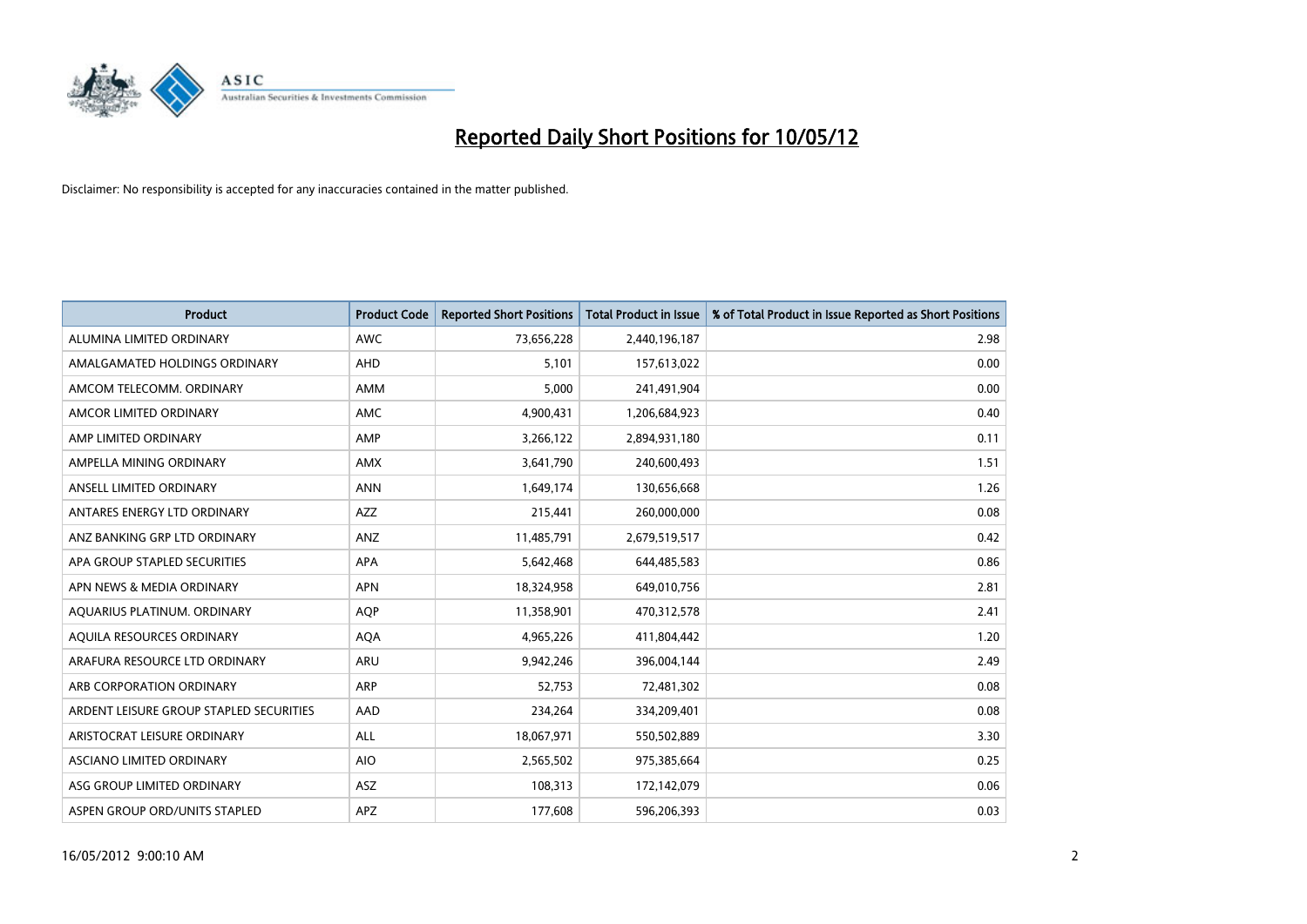# Reported Daily Short Positions for 10/05/12

Disclaimer: No responsibility is accepted for any inaccuracies contained in the matter published.

| Product | Product Code | Reported Short Positions | Total Product in Issue | % of Total Product in Issue Reported as Short Positions |
|---|---|---|---|---|
| ALUMINA LIMITED ORDINARY | AWC | 73,656,228 | 2,440,196,187 | 2.98 |
| AMALGAMATED HOLDINGS ORDINARY | AHD | 5,101 | 157,613,022 | 0.00 |
| AMCOM TELECOMM. ORDINARY | AMM | 5,000 | 241,491,904 | 0.00 |
| AMCOR LIMITED ORDINARY | AMC | 4,900,431 | 1,206,684,923 | 0.40 |
| AMP LIMITED ORDINARY | AMP | 3,266,122 | 2,894,931,180 | 0.11 |
| AMPELLA MINING ORDINARY | AMX | 3,641,790 | 240,600,493 | 1.51 |
| ANSELL LIMITED ORDINARY | ANN | 1,649,174 | 130,656,668 | 1.26 |
| ANTARES ENERGY LTD ORDINARY | AZZ | 215,441 | 260,000,000 | 0.08 |
| ANZ BANKING GRP LTD ORDINARY | ANZ | 11,485,791 | 2,679,519,517 | 0.42 |
| APA GROUP STAPLED SECURITIES | APA | 5,642,468 | 644,485,583 | 0.86 |
| APN NEWS & MEDIA ORDINARY | APN | 18,324,958 | 649,010,756 | 2.81 |
| AQUARIUS PLATINUM. ORDINARY | AQP | 11,358,901 | 470,312,578 | 2.41 |
| AQUILA RESOURCES ORDINARY | AQA | 4,965,226 | 411,804,442 | 1.20 |
| ARAFURA RESOURCE LTD ORDINARY | ARU | 9,942,246 | 396,004,144 | 2.49 |
| ARB CORPORATION ORDINARY | ARP | 52,753 | 72,481,302 | 0.08 |
| ARDENT LEISURE GROUP STAPLED SECURITIES | AAD | 234,264 | 334,209,401 | 0.08 |
| ARISTOCRAT LEISURE ORDINARY | ALL | 18,067,971 | 550,502,889 | 3.30 |
| ASCIANO LIMITED ORDINARY | AIO | 2,565,502 | 975,385,664 | 0.25 |
| ASG GROUP LIMITED ORDINARY | ASZ | 108,313 | 172,142,079 | 0.06 |
| ASPEN GROUP ORD/UNITS STAPLED | APZ | 177,608 | 596,206,393 | 0.03 |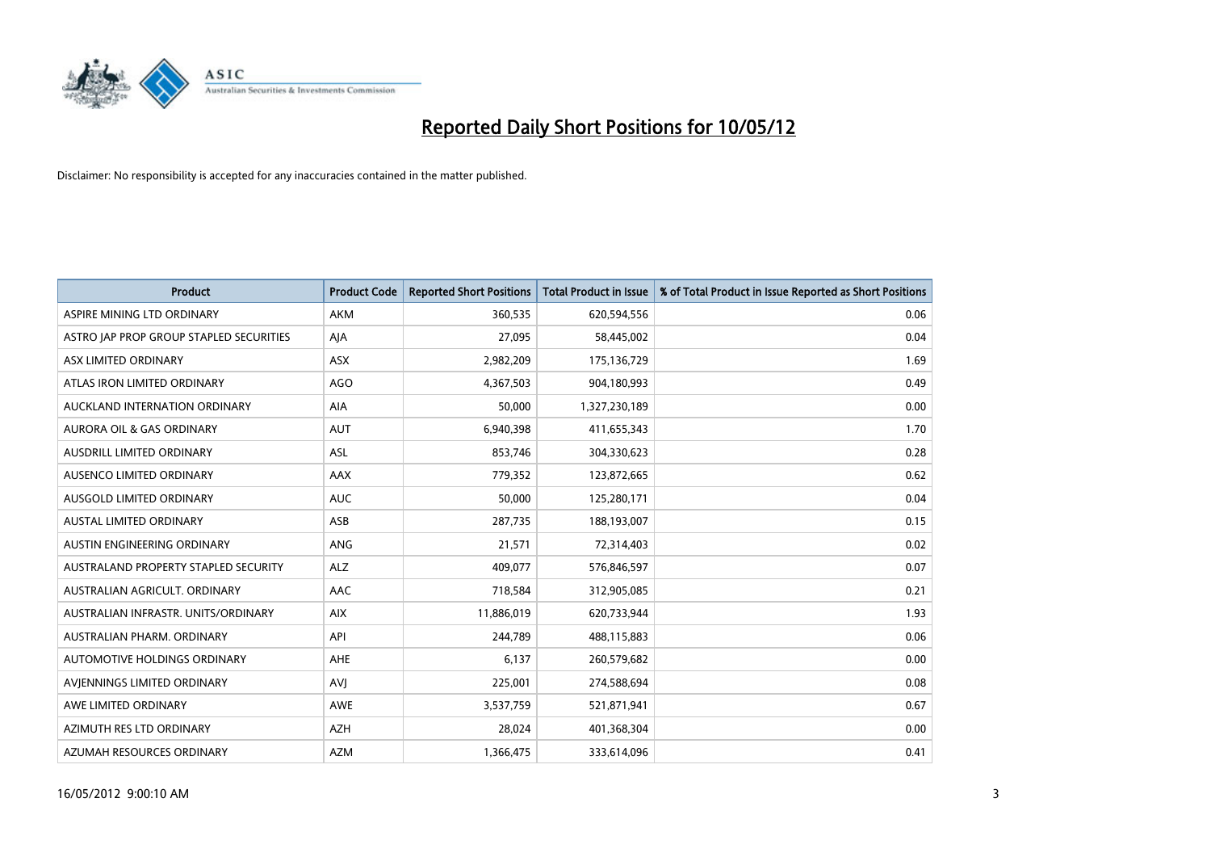# Reported Daily Short Positions for 10/05/12

Disclaimer: No responsibility is accepted for any inaccuracies contained in the matter published.

| Product | Product Code | Reported Short Positions | Total Product in Issue | % of Total Product in Issue Reported as Short Positions |
|---|---|---|---|---|
| ASPIRE MINING LTD ORDINARY | AKM | 360,535 | 620,594,556 | 0.06 |
| ASTRO JAP PROP GROUP STAPLED SECURITIES | AJA | 27,095 | 58,445,002 | 0.04 |
| ASX LIMITED ORDINARY | ASX | 2,982,209 | 175,136,729 | 1.69 |
| ATLAS IRON LIMITED ORDINARY | AGO | 4,367,503 | 904,180,993 | 0.49 |
| AUCKLAND INTERNATION ORDINARY | AIA | 50,000 | 1,327,230,189 | 0.00 |
| AURORA OIL & GAS ORDINARY | AUT | 6,940,398 | 411,655,343 | 1.70 |
| AUSDRILL LIMITED ORDINARY | ASL | 853,746 | 304,330,623 | 0.28 |
| AUSENCO LIMITED ORDINARY | AAX | 779,352 | 123,872,665 | 0.62 |
| AUSGOLD LIMITED ORDINARY | AUC | 50,000 | 125,280,171 | 0.04 |
| AUSTAL LIMITED ORDINARY | ASB | 287,735 | 188,193,007 | 0.15 |
| AUSTIN ENGINEERING ORDINARY | ANG | 21,571 | 72,314,403 | 0.02 |
| AUSTRALAND PROPERTY STAPLED SECURITY | ALZ | 409,077 | 576,846,597 | 0.07 |
| AUSTRALIAN AGRICULT. ORDINARY | AAC | 718,584 | 312,905,085 | 0.21 |
| AUSTRALIAN INFRASTR. UNITS/ORDINARY | AIX | 11,886,019 | 620,733,944 | 1.93 |
| AUSTRALIAN PHARM. ORDINARY | API | 244,789 | 488,115,883 | 0.06 |
| AUTOMOTIVE HOLDINGS ORDINARY | AHE | 6,137 | 260,579,682 | 0.00 |
| AVJENNINGS LIMITED ORDINARY | AVJ | 225,001 | 274,588,694 | 0.08 |
| AWE LIMITED ORDINARY | AWE | 3,537,759 | 521,871,941 | 0.67 |
| AZIMUTH RES LTD ORDINARY | AZH | 28,024 | 401,368,304 | 0.00 |
| AZUMAH RESOURCES ORDINARY | AZM | 1,366,475 | 333,614,096 | 0.41 |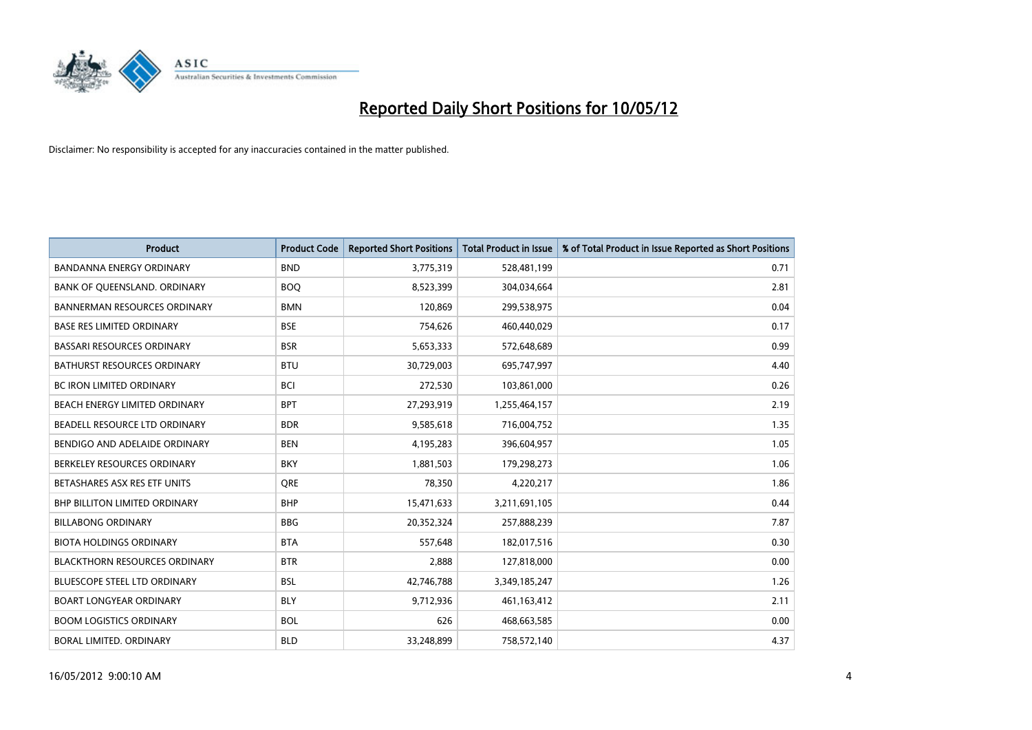# Reported Daily Short Positions for 10/05/12

Disclaimer: No responsibility is accepted for any inaccuracies contained in the matter published.

| Product | Product Code | Reported Short Positions | Total Product in Issue | % of Total Product in Issue Reported as Short Positions |
|---|---|---|---|---|
| BANDANNA ENERGY ORDINARY | BND | 3,775,319 | 528,481,199 | 0.71 |
| BANK OF QUEENSLAND. ORDINARY | BOQ | 8,523,399 | 304,034,664 | 2.81 |
| BANNERMAN RESOURCES ORDINARY | BMN | 120,869 | 299,538,975 | 0.04 |
| BASE RES LIMITED ORDINARY | BSE | 754,626 | 460,440,029 | 0.17 |
| BASSARI RESOURCES ORDINARY | BSR | 5,653,333 | 572,648,689 | 0.99 |
| BATHURST RESOURCES ORDINARY | BTU | 30,729,003 | 695,747,997 | 4.40 |
| BC IRON LIMITED ORDINARY | BCI | 272,530 | 103,861,000 | 0.26 |
| BEACH ENERGY LIMITED ORDINARY | BPT | 27,293,919 | 1,255,464,157 | 2.19 |
| BEADELL RESOURCE LTD ORDINARY | BDR | 9,585,618 | 716,004,752 | 1.35 |
| BENDIGO AND ADELAIDE ORDINARY | BEN | 4,195,283 | 396,604,957 | 1.05 |
| BERKELEY RESOURCES ORDINARY | BKY | 1,881,503 | 179,298,273 | 1.06 |
| BETASHARES ASX RES ETF UNITS | QRE | 78,350 | 4,220,217 | 1.86 |
| BHP BILLITON LIMITED ORDINARY | BHP | 15,471,633 | 3,211,691,105 | 0.44 |
| BILLABONG ORDINARY | BBG | 20,352,324 | 257,888,239 | 7.87 |
| BIOTA HOLDINGS ORDINARY | BTA | 557,648 | 182,017,516 | 0.30 |
| BLACKTHORN RESOURCES ORDINARY | BTR | 2,888 | 127,818,000 | 0.00 |
| BLUESCOPE STEEL LTD ORDINARY | BSL | 42,746,788 | 3,349,185,247 | 1.26 |
| BOART LONGYEAR ORDINARY | BLY | 9,712,936 | 461,163,412 | 2.11 |
| BOOM LOGISTICS ORDINARY | BOL | 626 | 468,663,585 | 0.00 |
| BORAL LIMITED. ORDINARY | BLD | 33,248,899 | 758,572,140 | 4.37 |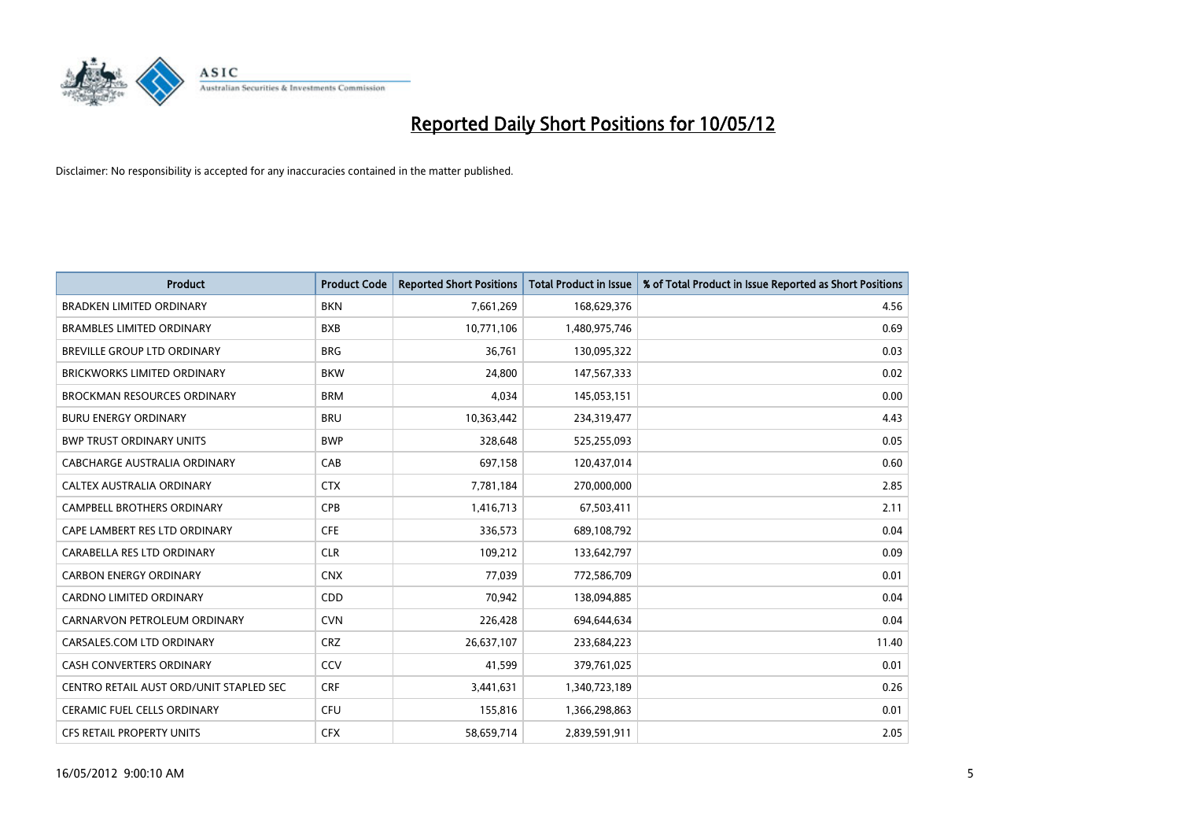# Reported Daily Short Positions for 10/05/12

Disclaimer: No responsibility is accepted for any inaccuracies contained in the matter published.

| Product | Product Code | Reported Short Positions | Total Product in Issue | % of Total Product in Issue Reported as Short Positions |
|---|---|---|---|---|
| BRADKEN LIMITED ORDINARY | BKN | 7,661,269 | 168,629,376 | 4.56 |
| BRAMBLES LIMITED ORDINARY | BXB | 10,771,106 | 1,480,975,746 | 0.69 |
| BREVILLE GROUP LTD ORDINARY | BRG | 36,761 | 130,095,322 | 0.03 |
| BRICKWORKS LIMITED ORDINARY | BKW | 24,800 | 147,567,333 | 0.02 |
| BROCKMAN RESOURCES ORDINARY | BRM | 4,034 | 145,053,151 | 0.00 |
| BURU ENERGY ORDINARY | BRU | 10,363,442 | 234,319,477 | 4.43 |
| BWP TRUST ORDINARY UNITS | BWP | 328,648 | 525,255,093 | 0.05 |
| CABCHARGE AUSTRALIA ORDINARY | CAB | 697,158 | 120,437,014 | 0.60 |
| CALTEX AUSTRALIA ORDINARY | CTX | 7,781,184 | 270,000,000 | 2.85 |
| CAMPBELL BROTHERS ORDINARY | CPB | 1,416,713 | 67,503,411 | 2.11 |
| CAPE LAMBERT RES LTD ORDINARY | CFE | 336,573 | 689,108,792 | 0.04 |
| CARABELLA RES LTD ORDINARY | CLR | 109,212 | 133,642,797 | 0.09 |
| CARBON ENERGY ORDINARY | CNX | 77,039 | 772,586,709 | 0.01 |
| CARDNO LIMITED ORDINARY | CDD | 70,942 | 138,094,885 | 0.04 |
| CARNARVON PETROLEUM ORDINARY | CVN | 226,428 | 694,644,634 | 0.04 |
| CARSALES.COM LTD ORDINARY | CRZ | 26,637,107 | 233,684,223 | 11.40 |
| CASH CONVERTERS ORDINARY | CCV | 41,599 | 379,761,025 | 0.01 |
| CENTRO RETAIL AUST ORD/UNIT STAPLED SEC | CRF | 3,441,631 | 1,340,723,189 | 0.26 |
| CERAMIC FUEL CELLS ORDINARY | CFU | 155,816 | 1,366,298,863 | 0.01 |
| CFS RETAIL PROPERTY UNITS | CFX | 58,659,714 | 2,839,591,911 | 2.05 |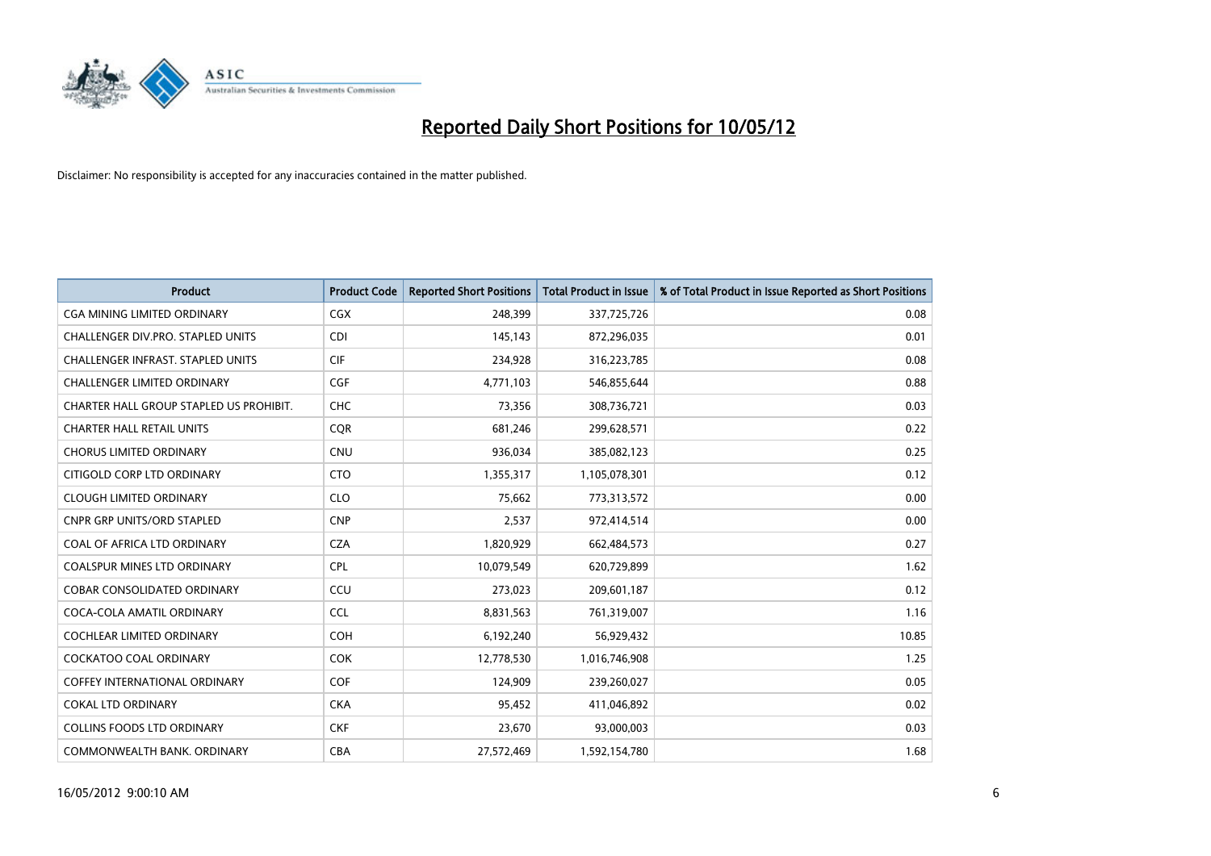# Reported Daily Short Positions for 10/05/12

Disclaimer: No responsibility is accepted for any inaccuracies contained in the matter published.

| Product | Product Code | Reported Short Positions | Total Product in Issue | % of Total Product in Issue Reported as Short Positions |
|---|---|---|---|---|
| CGA MINING LIMITED ORDINARY | CGX | 248,399 | 337,725,726 | 0.08 |
| CHALLENGER DIV.PRO. STAPLED UNITS | CDI | 145,143 | 872,296,035 | 0.01 |
| CHALLENGER INFRAST. STAPLED UNITS | CIF | 234,928 | 316,223,785 | 0.08 |
| CHALLENGER LIMITED ORDINARY | CGF | 4,771,103 | 546,855,644 | 0.88 |
| CHARTER HALL GROUP STAPLED US PROHIBIT. | CHC | 73,356 | 308,736,721 | 0.03 |
| CHARTER HALL RETAIL UNITS | CQR | 681,246 | 299,628,571 | 0.22 |
| CHORUS LIMITED ORDINARY | CNU | 936,034 | 385,082,123 | 0.25 |
| CITIGOLD CORP LTD ORDINARY | CTO | 1,355,317 | 1,105,078,301 | 0.12 |
| CLOUGH LIMITED ORDINARY | CLO | 75,662 | 773,313,572 | 0.00 |
| CNPR GRP UNITS/ORD STAPLED | CNP | 2,537 | 972,414,514 | 0.00 |
| COAL OF AFRICA LTD ORDINARY | CZA | 1,820,929 | 662,484,573 | 0.27 |
| COALSPUR MINES LTD ORDINARY | CPL | 10,079,549 | 620,729,899 | 1.62 |
| COBAR CONSOLIDATED ORDINARY | CCU | 273,023 | 209,601,187 | 0.12 |
| COCA-COLA AMATIL ORDINARY | CCL | 8,831,563 | 761,319,007 | 1.16 |
| COCHLEAR LIMITED ORDINARY | COH | 6,192,240 | 56,929,432 | 10.85 |
| COCKATOO COAL ORDINARY | COK | 12,778,530 | 1,016,746,908 | 1.25 |
| COFFEY INTERNATIONAL ORDINARY | COF | 124,909 | 239,260,027 | 0.05 |
| COKAL LTD ORDINARY | CKA | 95,452 | 411,046,892 | 0.02 |
| COLLINS FOODS LTD ORDINARY | CKF | 23,670 | 93,000,003 | 0.03 |
| COMMONWEALTH BANK. ORDINARY | CBA | 27,572,469 | 1,592,154,780 | 1.68 |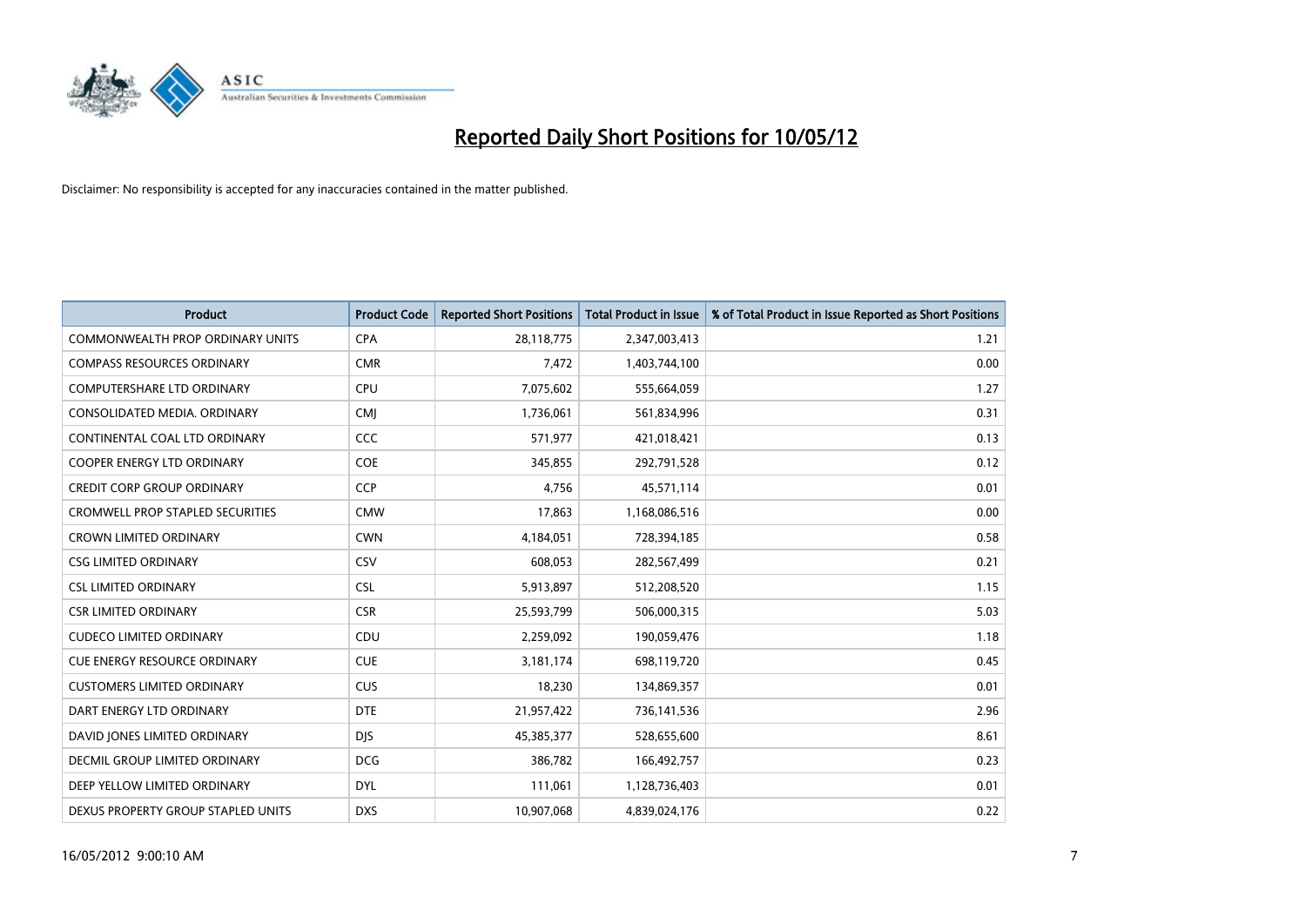# Reported Daily Short Positions for 10/05/12

Disclaimer: No responsibility is accepted for any inaccuracies contained in the matter published.

| Product | Product Code | Reported Short Positions | Total Product in Issue | % of Total Product in Issue Reported as Short Positions |
|---|---|---|---|---|
| COMMONWEALTH PROP ORDINARY UNITS | CPA | 28,118,775 | 2,347,003,413 | 1.21 |
| COMPASS RESOURCES ORDINARY | CMR | 7,472 | 1,403,744,100 | 0.00 |
| COMPUTERSHARE LTD ORDINARY | CPU | 7,075,602 | 555,664,059 | 1.27 |
| CONSOLIDATED MEDIA. ORDINARY | CMJ | 1,736,061 | 561,834,996 | 0.31 |
| CONTINENTAL COAL LTD ORDINARY | CCC | 571,977 | 421,018,421 | 0.13 |
| COOPER ENERGY LTD ORDINARY | COE | 345,855 | 292,791,528 | 0.12 |
| CREDIT CORP GROUP ORDINARY | CCP | 4,756 | 45,571,114 | 0.01 |
| CROMWELL PROP STAPLED SECURITIES | CMW | 17,863 | 1,168,086,516 | 0.00 |
| CROWN LIMITED ORDINARY | CWN | 4,184,051 | 728,394,185 | 0.58 |
| CSG LIMITED ORDINARY | CSV | 608,053 | 282,567,499 | 0.21 |
| CSL LIMITED ORDINARY | CSL | 5,913,897 | 512,208,520 | 1.15 |
| CSR LIMITED ORDINARY | CSR | 25,593,799 | 506,000,315 | 5.03 |
| CUDECO LIMITED ORDINARY | CDU | 2,259,092 | 190,059,476 | 1.18 |
| CUE ENERGY RESOURCE ORDINARY | CUE | 3,181,174 | 698,119,720 | 0.45 |
| CUSTOMERS LIMITED ORDINARY | CUS | 18,230 | 134,869,357 | 0.01 |
| DART ENERGY LTD ORDINARY | DTE | 21,957,422 | 736,141,536 | 2.96 |
| DAVID JONES LIMITED ORDINARY | DJS | 45,385,377 | 528,655,600 | 8.61 |
| DECMIL GROUP LIMITED ORDINARY | DCG | 386,782 | 166,492,757 | 0.23 |
| DEEP YELLOW LIMITED ORDINARY | DYL | 111,061 | 1,128,736,403 | 0.01 |
| DEXUS PROPERTY GROUP STAPLED UNITS | DXS | 10,907,068 | 4,839,024,176 | 0.22 |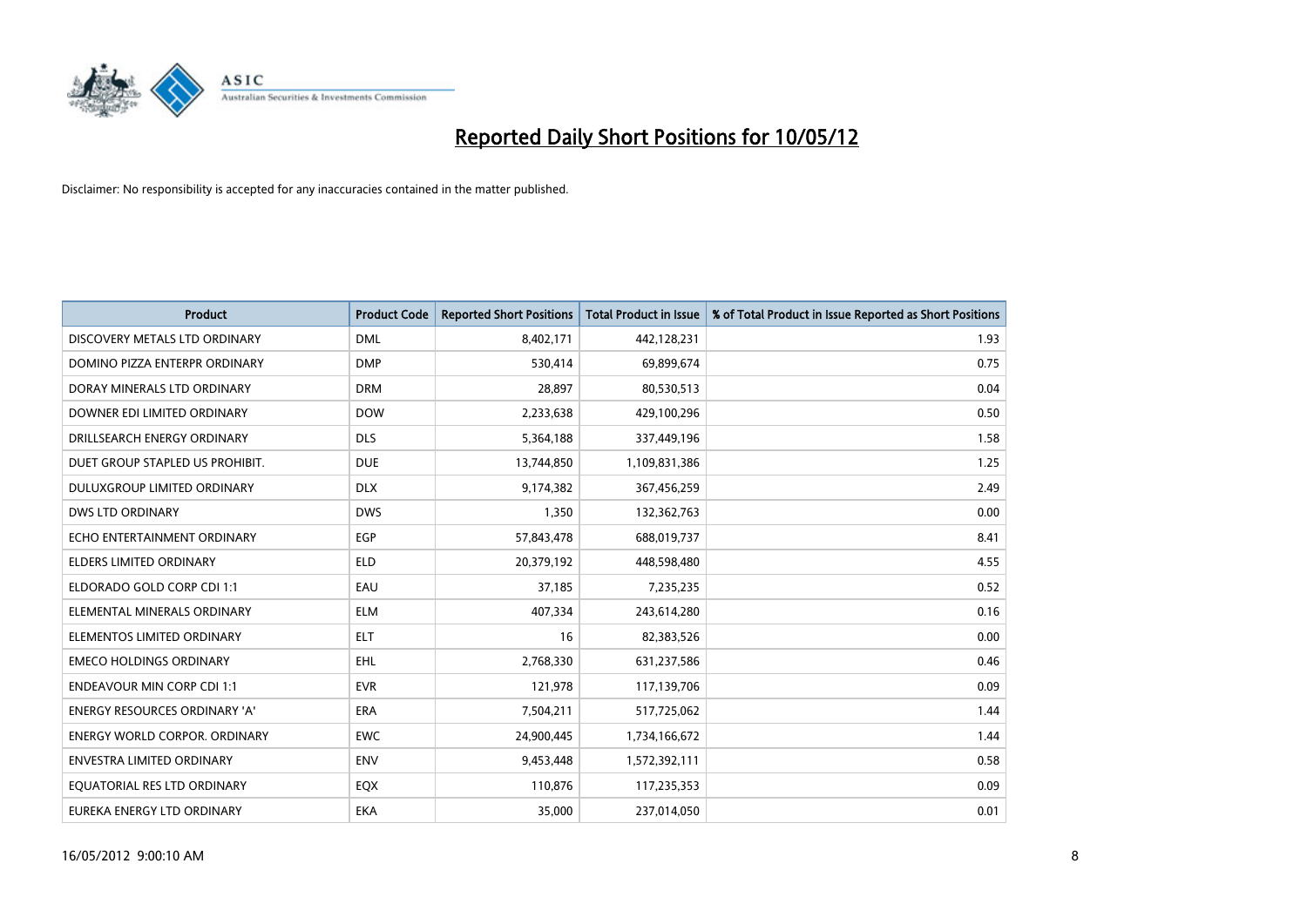# Reported Daily Short Positions for 10/05/12

Disclaimer: No responsibility is accepted for any inaccuracies contained in the matter published.

| Product | Product Code | Reported Short Positions | Total Product in Issue | % of Total Product in Issue Reported as Short Positions |
|---|---|---|---|---|
| DISCOVERY METALS LTD ORDINARY | DML | 8,402,171 | 442,128,231 | 1.93 |
| DOMINO PIZZA ENTERPR ORDINARY | DMP | 530,414 | 69,899,674 | 0.75 |
| DORAY MINERALS LTD ORDINARY | DRM | 28,897 | 80,530,513 | 0.04 |
| DOWNER EDI LIMITED ORDINARY | DOW | 2,233,638 | 429,100,296 | 0.50 |
| DRILLSEARCH ENERGY ORDINARY | DLS | 5,364,188 | 337,449,196 | 1.58 |
| DUET GROUP STAPLED US PROHIBIT. | DUE | 13,744,850 | 1,109,831,386 | 1.25 |
| DULUXGROUP LIMITED ORDINARY | DLX | 9,174,382 | 367,456,259 | 2.49 |
| DWS LTD ORDINARY | DWS | 1,350 | 132,362,763 | 0.00 |
| ECHO ENTERTAINMENT ORDINARY | EGP | 57,843,478 | 688,019,737 | 8.41 |
| ELDERS LIMITED ORDINARY | ELD | 20,379,192 | 448,598,480 | 4.55 |
| ELDORADO GOLD CORP CDI 1:1 | EAU | 37,185 | 7,235,235 | 0.52 |
| ELEMENTAL MINERALS ORDINARY | ELM | 407,334 | 243,614,280 | 0.16 |
| ELEMENTOS LIMITED ORDINARY | ELT | 16 | 82,383,526 | 0.00 |
| EMECO HOLDINGS ORDINARY | EHL | 2,768,330 | 631,237,586 | 0.46 |
| ENDEAVOUR MIN CORP CDI 1:1 | EVR | 121,978 | 117,139,706 | 0.09 |
| ENERGY RESOURCES ORDINARY 'A' | ERA | 7,504,211 | 517,725,062 | 1.44 |
| ENERGY WORLD CORPOR. ORDINARY | EWC | 24,900,445 | 1,734,166,672 | 1.44 |
| ENVESTRA LIMITED ORDINARY | ENV | 9,453,448 | 1,572,392,111 | 0.58 |
| EQUATORIAL RES LTD ORDINARY | EQX | 110,876 | 117,235,353 | 0.09 |
| EUREKA ENERGY LTD ORDINARY | EKA | 35,000 | 237,014,050 | 0.01 |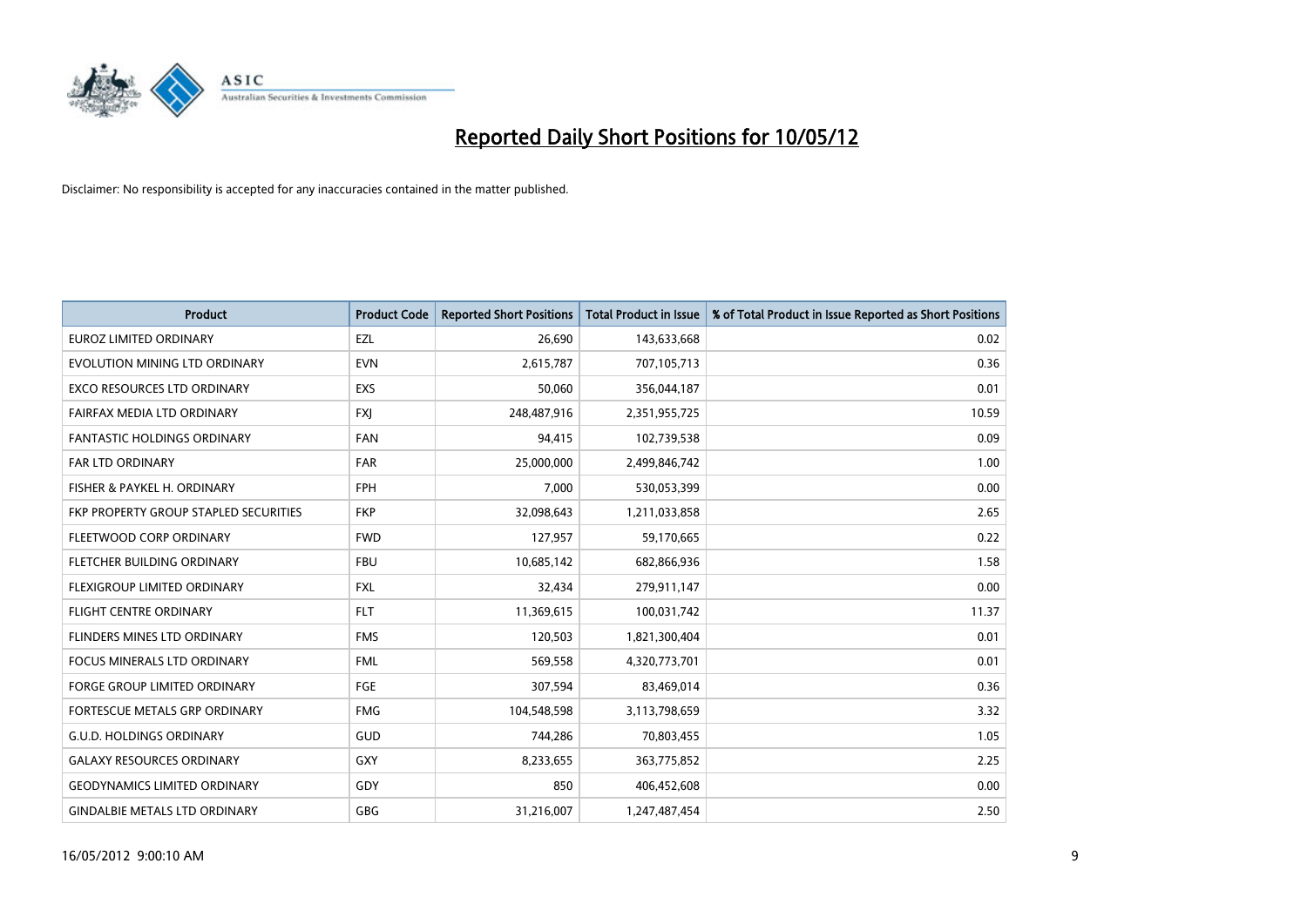# Reported Daily Short Positions for 10/05/12

Disclaimer: No responsibility is accepted for any inaccuracies contained in the matter published.

| Product | Product Code | Reported Short Positions | Total Product in Issue | % of Total Product in Issue Reported as Short Positions |
|---|---|---|---|---|
| EUROZ LIMITED ORDINARY | EZL | 26,690 | 143,633,668 | 0.02 |
| EVOLUTION MINING LTD ORDINARY | EVN | 2,615,787 | 707,105,713 | 0.36 |
| EXCO RESOURCES LTD ORDINARY | EXS | 50,060 | 356,044,187 | 0.01 |
| FAIRFAX MEDIA LTD ORDINARY | FXJ | 248,487,916 | 2,351,955,725 | 10.59 |
| FANTASTIC HOLDINGS ORDINARY | FAN | 94,415 | 102,739,538 | 0.09 |
| FAR LTD ORDINARY | FAR | 25,000,000 | 2,499,846,742 | 1.00 |
| FISHER & PAYKEL H. ORDINARY | FPH | 7,000 | 530,053,399 | 0.00 |
| FKP PROPERTY GROUP STAPLED SECURITIES | FKP | 32,098,643 | 1,211,033,858 | 2.65 |
| FLEETWOOD CORP ORDINARY | FWD | 127,957 | 59,170,665 | 0.22 |
| FLETCHER BUILDING ORDINARY | FBU | 10,685,142 | 682,866,936 | 1.58 |
| FLEXIGROUP LIMITED ORDINARY | FXL | 32,434 | 279,911,147 | 0.00 |
| FLIGHT CENTRE ORDINARY | FLT | 11,369,615 | 100,031,742 | 11.37 |
| FLINDERS MINES LTD ORDINARY | FMS | 120,503 | 1,821,300,404 | 0.01 |
| FOCUS MINERALS LTD ORDINARY | FML | 569,558 | 4,320,773,701 | 0.01 |
| FORGE GROUP LIMITED ORDINARY | FGE | 307,594 | 83,469,014 | 0.36 |
| FORTESCUE METALS GRP ORDINARY | FMG | 104,548,598 | 3,113,798,659 | 3.32 |
| G.U.D. HOLDINGS ORDINARY | GUD | 744,286 | 70,803,455 | 1.05 |
| GALAXY RESOURCES ORDINARY | GXY | 8,233,655 | 363,775,852 | 2.25 |
| GEODYNAMICS LIMITED ORDINARY | GDY | 850 | 406,452,608 | 0.00 |
| GINDALBIE METALS LTD ORDINARY | GBG | 31,216,007 | 1,247,487,454 | 2.50 |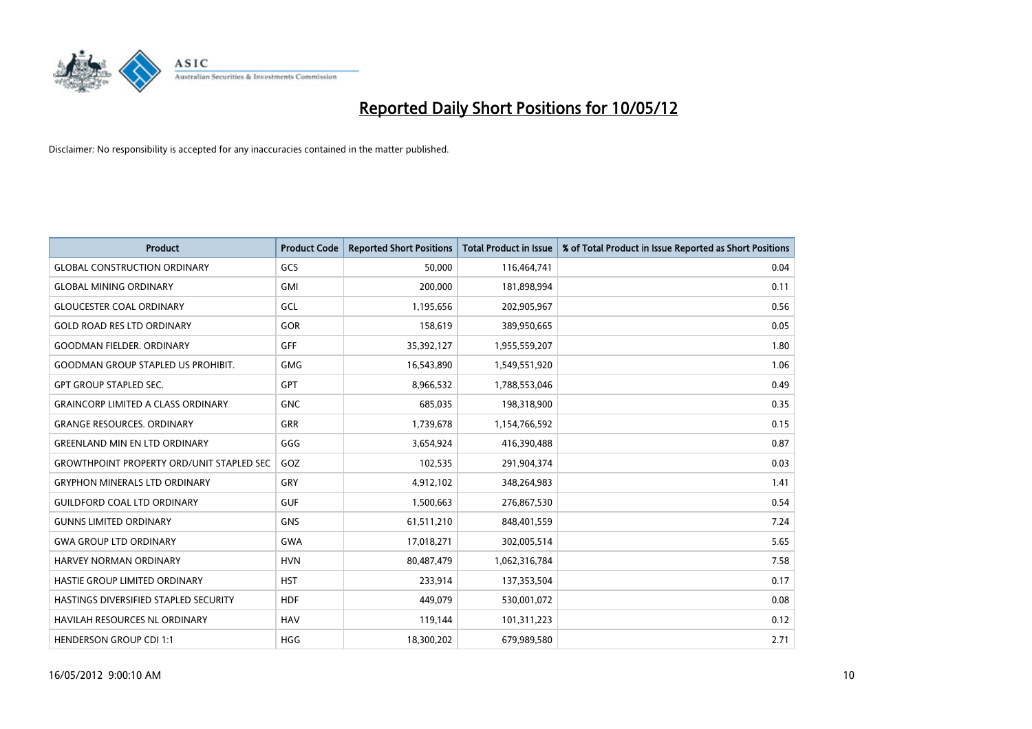# Reported Daily Short Positions for 10/05/12

Disclaimer: No responsibility is accepted for any inaccuracies contained in the matter published.

| Product | Product Code | Reported Short Positions | Total Product in Issue | % of Total Product in Issue Reported as Short Positions |
|---|---|---|---|---|
| GLOBAL CONSTRUCTION ORDINARY | GCS | 50,000 | 116,464,741 | 0.04 |
| GLOBAL MINING ORDINARY | GMI | 200,000 | 181,898,994 | 0.11 |
| GLOUCESTER COAL ORDINARY | GCL | 1,195,656 | 202,905,967 | 0.56 |
| GOLD ROAD RES LTD ORDINARY | GOR | 158,619 | 389,950,665 | 0.05 |
| GOODMAN FIELDER. ORDINARY | GFF | 35,392,127 | 1,955,559,207 | 1.80 |
| GOODMAN GROUP STAPLED US PROHIBIT. | GMG | 16,543,890 | 1,549,551,920 | 1.06 |
| GPT GROUP STAPLED SEC. | GPT | 8,966,532 | 1,788,553,046 | 0.49 |
| GRAINCORP LIMITED A CLASS ORDINARY | GNC | 685,035 | 198,318,900 | 0.35 |
| GRANGE RESOURCES. ORDINARY | GRR | 1,739,678 | 1,154,766,592 | 0.15 |
| GREENLAND MIN EN LTD ORDINARY | GGG | 3,654,924 | 416,390,488 | 0.87 |
| GROWTHPOINT PROPERTY ORD/UNIT STAPLED SEC | GOZ | 102,535 | 291,904,374 | 0.03 |
| GRYPHON MINERALS LTD ORDINARY | GRY | 4,912,102 | 348,264,983 | 1.41 |
| GUILDFORD COAL LTD ORDINARY | GUF | 1,500,663 | 276,867,530 | 0.54 |
| GUNNS LIMITED ORDINARY | GNS | 61,511,210 | 848,401,559 | 7.24 |
| GWA GROUP LTD ORDINARY | GWA | 17,018,271 | 302,005,514 | 5.65 |
| HARVEY NORMAN ORDINARY | HVN | 80,487,479 | 1,062,316,784 | 7.58 |
| HASTIE GROUP LIMITED ORDINARY | HST | 233,914 | 137,353,504 | 0.17 |
| HASTINGS DIVERSIFIED STAPLED SECURITY | HDF | 449,079 | 530,001,072 | 0.08 |
| HAVILAH RESOURCES NL ORDINARY | HAV | 119,144 | 101,311,223 | 0.12 |
| HENDERSON GROUP CDI 1:1 | HGG | 18,300,202 | 679,989,580 | 2.71 |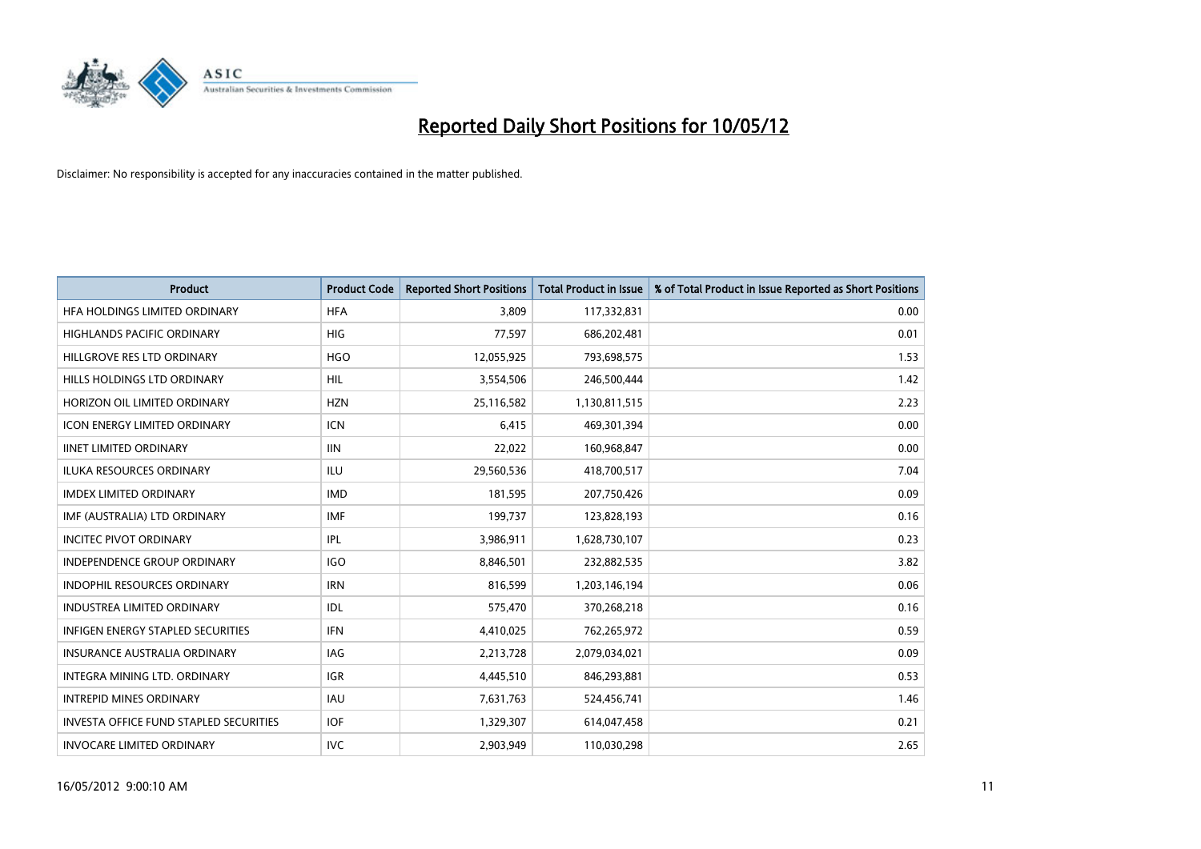# Reported Daily Short Positions for 10/05/12

Disclaimer: No responsibility is accepted for any inaccuracies contained in the matter published.

| Product | Product Code | Reported Short Positions | Total Product in Issue | % of Total Product in Issue Reported as Short Positions |
|---|---|---|---|---|
| HFA HOLDINGS LIMITED ORDINARY | HFA | 3,809 | 117,332,831 | 0.00 |
| HIGHLANDS PACIFIC ORDINARY | HIG | 77,597 | 686,202,481 | 0.01 |
| HILLGROVE RES LTD ORDINARY | HGO | 12,055,925 | 793,698,575 | 1.53 |
| HILLS HOLDINGS LTD ORDINARY | HIL | 3,554,506 | 246,500,444 | 1.42 |
| HORIZON OIL LIMITED ORDINARY | HZN | 25,116,582 | 1,130,811,515 | 2.23 |
| ICON ENERGY LIMITED ORDINARY | ICN | 6,415 | 469,301,394 | 0.00 |
| IINET LIMITED ORDINARY | IIN | 22,022 | 160,968,847 | 0.00 |
| ILUKA RESOURCES ORDINARY | ILU | 29,560,536 | 418,700,517 | 7.04 |
| IMDEX LIMITED ORDINARY | IMD | 181,595 | 207,750,426 | 0.09 |
| IMF (AUSTRALIA) LTD ORDINARY | IMF | 199,737 | 123,828,193 | 0.16 |
| INCITEC PIVOT ORDINARY | IPL | 3,986,911 | 1,628,730,107 | 0.23 |
| INDEPENDENCE GROUP ORDINARY | IGO | 8,846,501 | 232,882,535 | 3.82 |
| INDOPHIL RESOURCES ORDINARY | IRN | 816,599 | 1,203,146,194 | 0.06 |
| INDUSTREA LIMITED ORDINARY | IDL | 575,470 | 370,268,218 | 0.16 |
| INFIGEN ENERGY STAPLED SECURITIES | IFN | 4,410,025 | 762,265,972 | 0.59 |
| INSURANCE AUSTRALIA ORDINARY | IAG | 2,213,728 | 2,079,034,021 | 0.09 |
| INTEGRA MINING LTD. ORDINARY | IGR | 4,445,510 | 846,293,881 | 0.53 |
| INTREPID MINES ORDINARY | IAU | 7,631,763 | 524,456,741 | 1.46 |
| INVESTA OFFICE FUND STAPLED SECURITIES | IOF | 1,329,307 | 614,047,458 | 0.21 |
| INVOCARE LIMITED ORDINARY | IVC | 2,903,949 | 110,030,298 | 2.65 |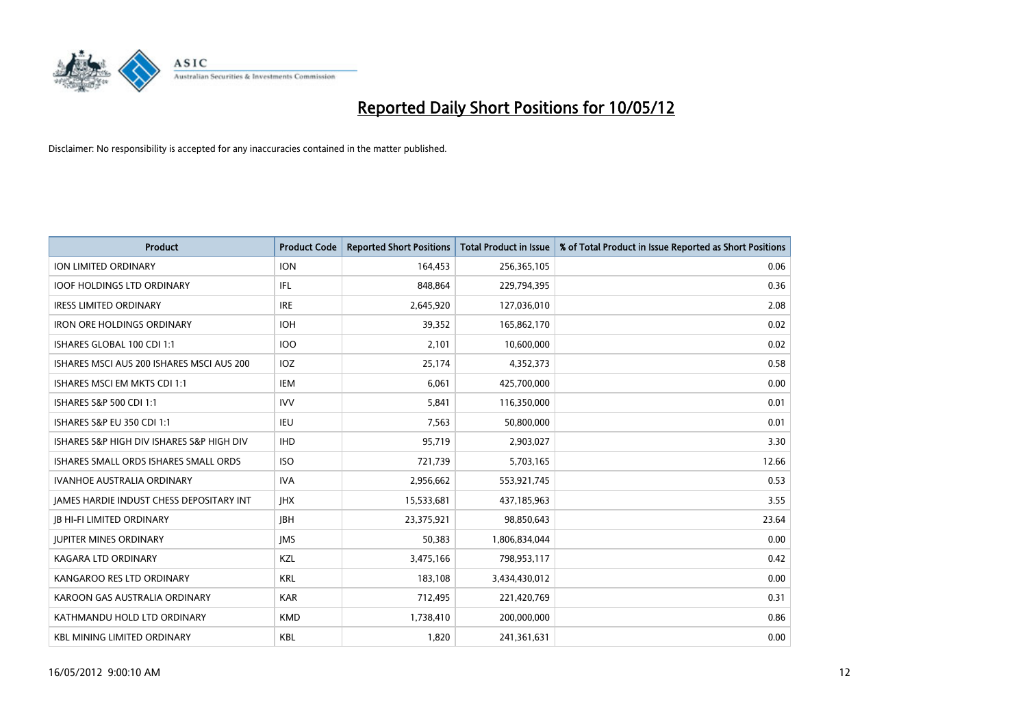# Reported Daily Short Positions for 10/05/12

Disclaimer: No responsibility is accepted for any inaccuracies contained in the matter published.

| Product | Product Code | Reported Short Positions | Total Product in Issue | % of Total Product in Issue Reported as Short Positions |
|---|---|---|---|---|
| ION LIMITED ORDINARY | ION | 164,453 | 256,365,105 | 0.06 |
| IOOF HOLDINGS LTD ORDINARY | IFL | 848,864 | 229,794,395 | 0.36 |
| IRESS LIMITED ORDINARY | IRE | 2,645,920 | 127,036,010 | 2.08 |
| IRON ORE HOLDINGS ORDINARY | IOH | 39,352 | 165,862,170 | 0.02 |
| ISHARES GLOBAL 100 CDI 1:1 | IOO | 2,101 | 10,600,000 | 0.02 |
| ISHARES MSCI AUS 200 ISHARES MSCI AUS 200 | IOZ | 25,174 | 4,352,373 | 0.58 |
| ISHARES MSCI EM MKTS CDI 1:1 | IEM | 6,061 | 425,700,000 | 0.00 |
| ISHARES S&P 500 CDI 1:1 | IVV | 5,841 | 116,350,000 | 0.01 |
| ISHARES S&P EU 350 CDI 1:1 | IEU | 7,563 | 50,800,000 | 0.01 |
| ISHARES S&P HIGH DIV ISHARES S&P HIGH DIV | IHD | 95,719 | 2,903,027 | 3.30 |
| ISHARES SMALL ORDS ISHARES SMALL ORDS | ISO | 721,739 | 5,703,165 | 12.66 |
| IVANHOE AUSTRALIA ORDINARY | IVA | 2,956,662 | 553,921,745 | 0.53 |
| JAMES HARDIE INDUST CHESS DEPOSITARY INT | JHX | 15,533,681 | 437,185,963 | 3.55 |
| JB HI-FI LIMITED ORDINARY | JBH | 23,375,921 | 98,850,643 | 23.64 |
| JUPITER MINES ORDINARY | JMS | 50,383 | 1,806,834,044 | 0.00 |
| KAGARA LTD ORDINARY | KZL | 3,475,166 | 798,953,117 | 0.42 |
| KANGAROO RES LTD ORDINARY | KRL | 183,108 | 3,434,430,012 | 0.00 |
| KAROON GAS AUSTRALIA ORDINARY | KAR | 712,495 | 221,420,769 | 0.31 |
| KATHMANDU HOLD LTD ORDINARY | KMD | 1,738,410 | 200,000,000 | 0.86 |
| KBL MINING LIMITED ORDINARY | KBL | 1,820 | 241,361,631 | 0.00 |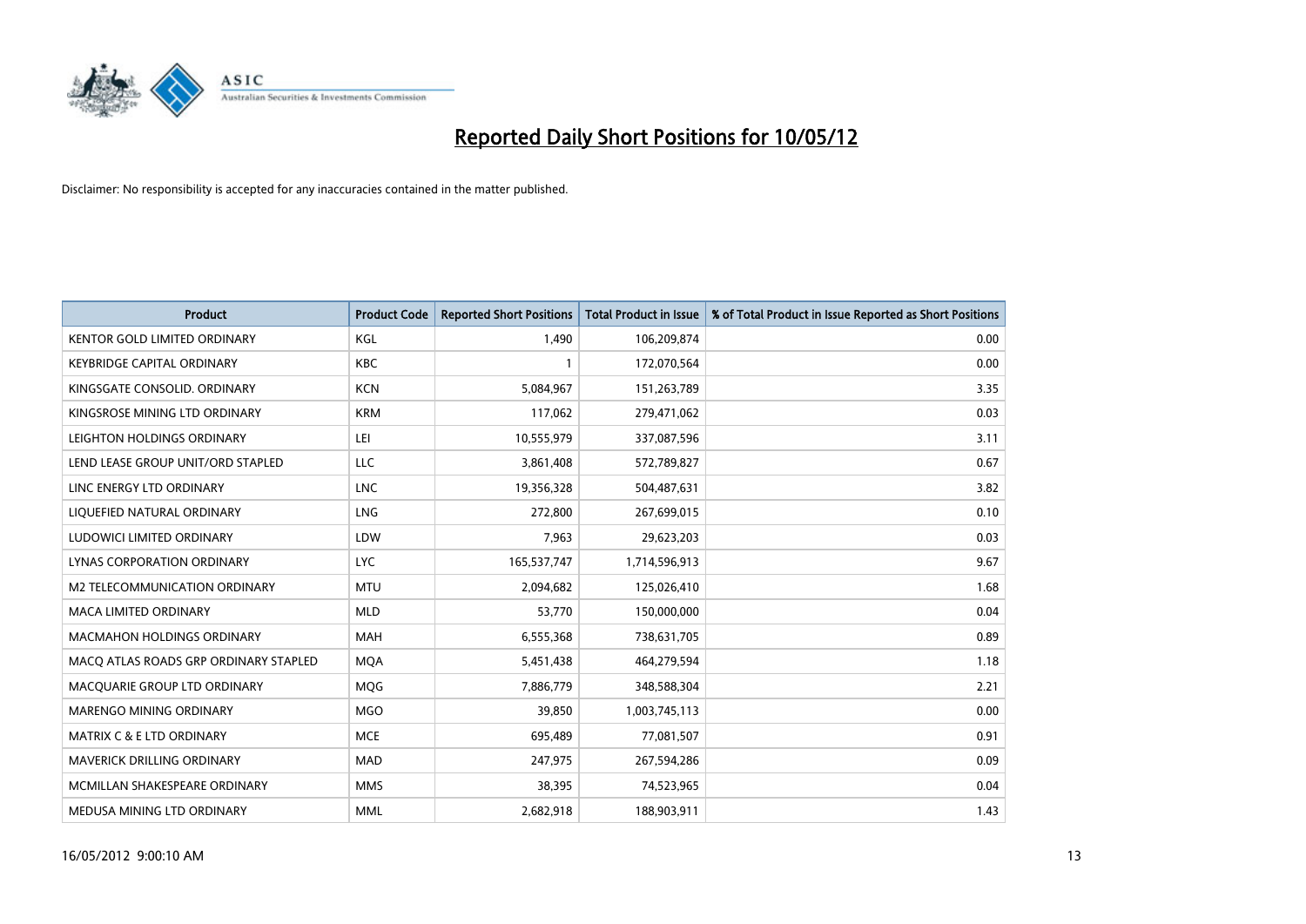# Reported Daily Short Positions for 10/05/12

Disclaimer: No responsibility is accepted for any inaccuracies contained in the matter published.

| Product | Product Code | Reported Short Positions | Total Product in Issue | % of Total Product in Issue Reported as Short Positions |
|---|---|---|---|---|
| KENTOR GOLD LIMITED ORDINARY | KGL | 1,490 | 106,209,874 | 0.00 |
| KEYBRIDGE CAPITAL ORDINARY | KBC | 1 | 172,070,564 | 0.00 |
| KINGSGATE CONSOLID. ORDINARY | KCN | 5,084,967 | 151,263,789 | 3.35 |
| KINGSROSE MINING LTD ORDINARY | KRM | 117,062 | 279,471,062 | 0.03 |
| LEIGHTON HOLDINGS ORDINARY | LEI | 10,555,979 | 337,087,596 | 3.11 |
| LEND LEASE GROUP UNIT/ORD STAPLED | LLC | 3,861,408 | 572,789,827 | 0.67 |
| LINC ENERGY LTD ORDINARY | LNC | 19,356,328 | 504,487,631 | 3.82 |
| LIQUEFIED NATURAL ORDINARY | LNG | 272,800 | 267,699,015 | 0.10 |
| LUDOWICI LIMITED ORDINARY | LDW | 7,963 | 29,623,203 | 0.03 |
| LYNAS CORPORATION ORDINARY | LYC | 165,537,747 | 1,714,596,913 | 9.67 |
| M2 TELECOMMUNICATION ORDINARY | MTU | 2,094,682 | 125,026,410 | 1.68 |
| MACA LIMITED ORDINARY | MLD | 53,770 | 150,000,000 | 0.04 |
| MACMAHON HOLDINGS ORDINARY | MAH | 6,555,368 | 738,631,705 | 0.89 |
| MACQ ATLAS ROADS GRP ORDINARY STAPLED | MQA | 5,451,438 | 464,279,594 | 1.18 |
| MACQUARIE GROUP LTD ORDINARY | MQG | 7,886,779 | 348,588,304 | 2.21 |
| MARENGO MINING ORDINARY | MGO | 39,850 | 1,003,745,113 | 0.00 |
| MATRIX C & E LTD ORDINARY | MCE | 695,489 | 77,081,507 | 0.91 |
| MAVERICK DRILLING ORDINARY | MAD | 247,975 | 267,594,286 | 0.09 |
| MCMILLAN SHAKESPEARE ORDINARY | MMS | 38,395 | 74,523,965 | 0.04 |
| MEDUSA MINING LTD ORDINARY | MML | 2,682,918 | 188,903,911 | 1.43 |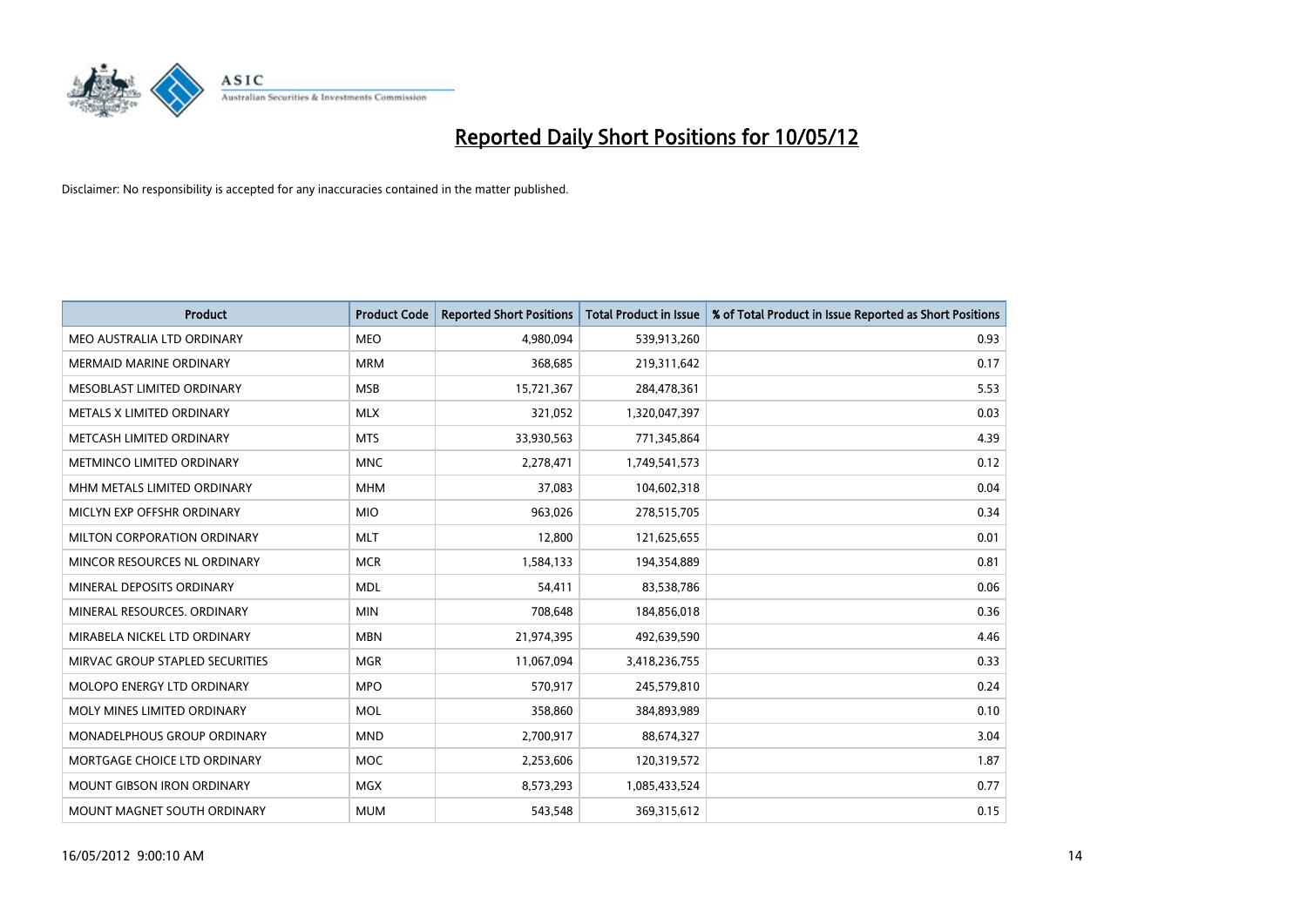# Reported Daily Short Positions for 10/05/12

Disclaimer: No responsibility is accepted for any inaccuracies contained in the matter published.

| Product | Product Code | Reported Short Positions | Total Product in Issue | % of Total Product in Issue Reported as Short Positions |
|---|---|---|---|---|
| MEO AUSTRALIA LTD ORDINARY | MEO | 4,980,094 | 539,913,260 | 0.93 |
| MERMAID MARINE ORDINARY | MRM | 368,685 | 219,311,642 | 0.17 |
| MESOBLAST LIMITED ORDINARY | MSB | 15,721,367 | 284,478,361 | 5.53 |
| METALS X LIMITED ORDINARY | MLX | 321,052 | 1,320,047,397 | 0.03 |
| METCASH LIMITED ORDINARY | MTS | 33,930,563 | 771,345,864 | 4.39 |
| METMINCO LIMITED ORDINARY | MNC | 2,278,471 | 1,749,541,573 | 0.12 |
| MHM METALS LIMITED ORDINARY | MHM | 37,083 | 104,602,318 | 0.04 |
| MICLYN EXP OFFSHR ORDINARY | MIO | 963,026 | 278,515,705 | 0.34 |
| MILTON CORPORATION ORDINARY | MLT | 12,800 | 121,625,655 | 0.01 |
| MINCOR RESOURCES NL ORDINARY | MCR | 1,584,133 | 194,354,889 | 0.81 |
| MINERAL DEPOSITS ORDINARY | MDL | 54,411 | 83,538,786 | 0.06 |
| MINERAL RESOURCES. ORDINARY | MIN | 708,648 | 184,856,018 | 0.36 |
| MIRABELA NICKEL LTD ORDINARY | MBN | 21,974,395 | 492,639,590 | 4.46 |
| MIRVAC GROUP STAPLED SECURITIES | MGR | 11,067,094 | 3,418,236,755 | 0.33 |
| MOLOPO ENERGY LTD ORDINARY | MPO | 570,917 | 245,579,810 | 0.24 |
| MOLY MINES LIMITED ORDINARY | MOL | 358,860 | 384,893,989 | 0.10 |
| MONADELPHOUS GROUP ORDINARY | MND | 2,700,917 | 88,674,327 | 3.04 |
| MORTGAGE CHOICE LTD ORDINARY | MOC | 2,253,606 | 120,319,572 | 1.87 |
| MOUNT GIBSON IRON ORDINARY | MGX | 8,573,293 | 1,085,433,524 | 0.77 |
| MOUNT MAGNET SOUTH ORDINARY | MUM | 543,548 | 369,315,612 | 0.15 |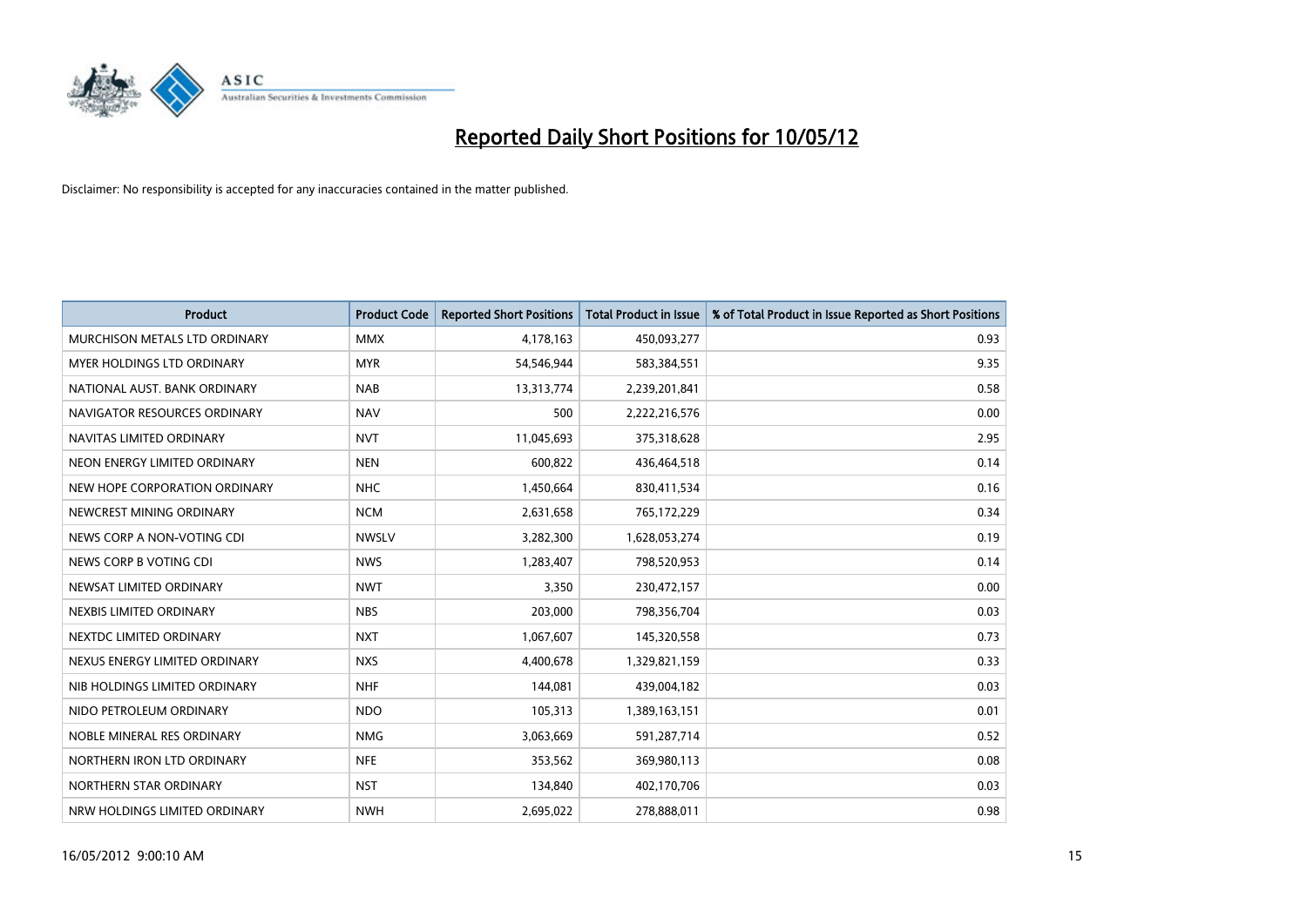# Reported Daily Short Positions for 10/05/12

Disclaimer: No responsibility is accepted for any inaccuracies contained in the matter published.

| Product | Product Code | Reported Short Positions | Total Product in Issue | % of Total Product in Issue Reported as Short Positions |
|---|---|---|---|---|
| MURCHISON METALS LTD ORDINARY | MMX | 4,178,163 | 450,093,277 | 0.93 |
| MYER HOLDINGS LTD ORDINARY | MYR | 54,546,944 | 583,384,551 | 9.35 |
| NATIONAL AUST. BANK ORDINARY | NAB | 13,313,774 | 2,239,201,841 | 0.58 |
| NAVIGATOR RESOURCES ORDINARY | NAV | 500 | 2,222,216,576 | 0.00 |
| NAVITAS LIMITED ORDINARY | NVT | 11,045,693 | 375,318,628 | 2.95 |
| NEON ENERGY LIMITED ORDINARY | NEN | 600,822 | 436,464,518 | 0.14 |
| NEW HOPE CORPORATION ORDINARY | NHC | 1,450,664 | 830,411,534 | 0.16 |
| NEWCREST MINING ORDINARY | NCM | 2,631,658 | 765,172,229 | 0.34 |
| NEWS CORP A NON-VOTING CDI | NWSLV | 3,282,300 | 1,628,053,274 | 0.19 |
| NEWS CORP B VOTING CDI | NWS | 1,283,407 | 798,520,953 | 0.14 |
| NEWSAT LIMITED ORDINARY | NWT | 3,350 | 230,472,157 | 0.00 |
| NEXBIS LIMITED ORDINARY | NBS | 203,000 | 798,356,704 | 0.03 |
| NEXTDC LIMITED ORDINARY | NXT | 1,067,607 | 145,320,558 | 0.73 |
| NEXUS ENERGY LIMITED ORDINARY | NXS | 4,400,678 | 1,329,821,159 | 0.33 |
| NIB HOLDINGS LIMITED ORDINARY | NHF | 144,081 | 439,004,182 | 0.03 |
| NIDO PETROLEUM ORDINARY | NDO | 105,313 | 1,389,163,151 | 0.01 |
| NOBLE MINERAL RES ORDINARY | NMG | 3,063,669 | 591,287,714 | 0.52 |
| NORTHERN IRON LTD ORDINARY | NFE | 353,562 | 369,980,113 | 0.08 |
| NORTHERN STAR ORDINARY | NST | 134,840 | 402,170,706 | 0.03 |
| NRW HOLDINGS LIMITED ORDINARY | NWH | 2,695,022 | 278,888,011 | 0.98 |

16/05/2012 9:00:10 AM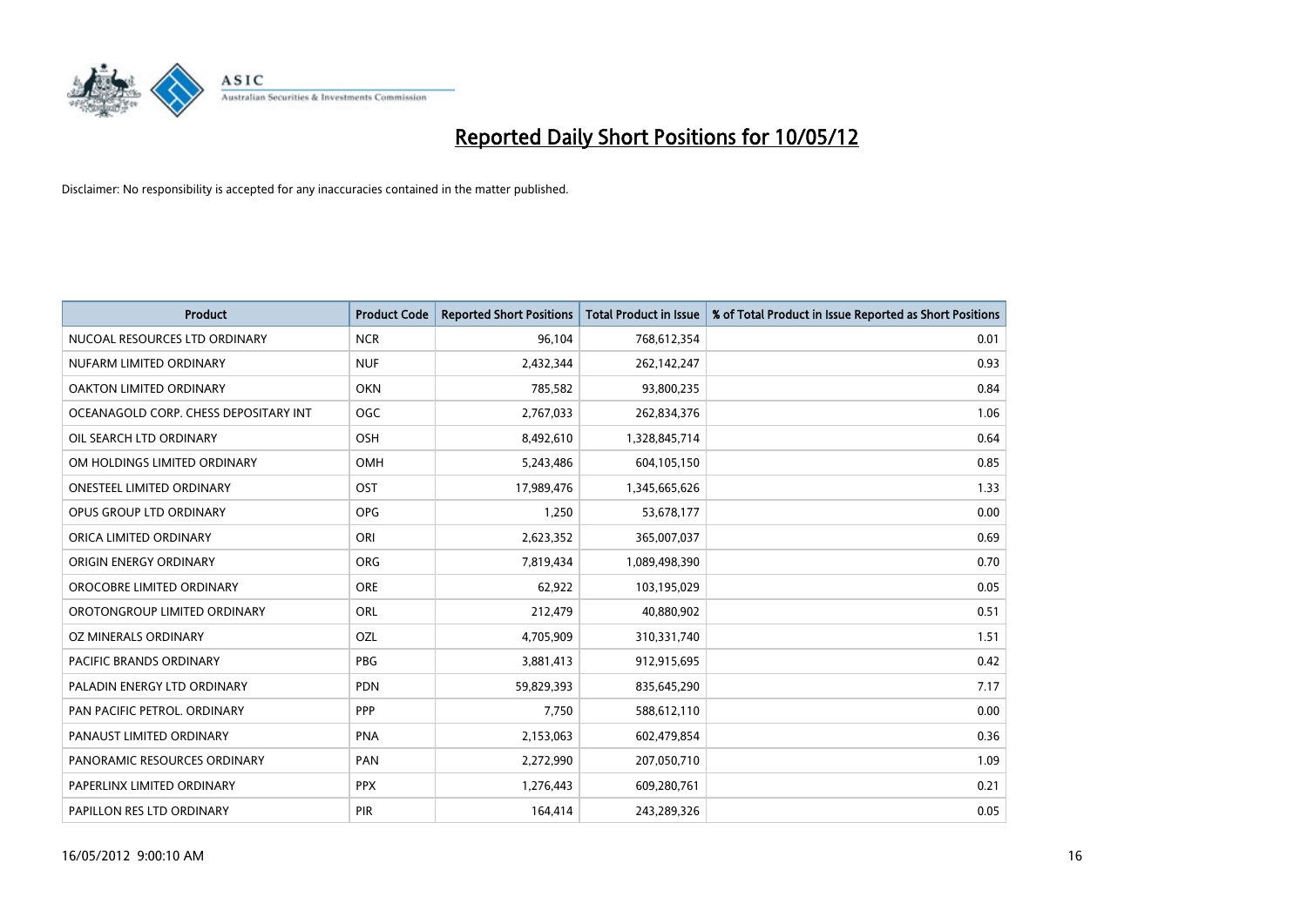# Reported Daily Short Positions for 10/05/12

Disclaimer: No responsibility is accepted for any inaccuracies contained in the matter published.

| Product | Product Code | Reported Short Positions | Total Product in Issue | % of Total Product in Issue Reported as Short Positions |
|---|---|---|---|---|
| NUCOAL RESOURCES LTD ORDINARY | NCR | 96,104 | 768,612,354 | 0.01 |
| NUFARM LIMITED ORDINARY | NUF | 2,432,344 | 262,142,247 | 0.93 |
| OAKTON LIMITED ORDINARY | OKN | 785,582 | 93,800,235 | 0.84 |
| OCEANAGOLD CORP. CHESS DEPOSITARY INT | OGC | 2,767,033 | 262,834,376 | 1.06 |
| OIL SEARCH LTD ORDINARY | OSH | 8,492,610 | 1,328,845,714 | 0.64 |
| OM HOLDINGS LIMITED ORDINARY | OMH | 5,243,486 | 604,105,150 | 0.85 |
| ONESTEEL LIMITED ORDINARY | OST | 17,989,476 | 1,345,665,626 | 1.33 |
| OPUS GROUP LTD ORDINARY | OPG | 1,250 | 53,678,177 | 0.00 |
| ORICA LIMITED ORDINARY | ORI | 2,623,352 | 365,007,037 | 0.69 |
| ORIGIN ENERGY ORDINARY | ORG | 7,819,434 | 1,089,498,390 | 0.70 |
| OROCOBRE LIMITED ORDINARY | ORE | 62,922 | 103,195,029 | 0.05 |
| OROTONGROUP LIMITED ORDINARY | ORL | 212,479 | 40,880,902 | 0.51 |
| OZ MINERALS ORDINARY | OZL | 4,705,909 | 310,331,740 | 1.51 |
| PACIFIC BRANDS ORDINARY | PBG | 3,881,413 | 912,915,695 | 0.42 |
| PALADIN ENERGY LTD ORDINARY | PDN | 59,829,393 | 835,645,290 | 7.17 |
| PAN PACIFIC PETROL. ORDINARY | PPP | 7,750 | 588,612,110 | 0.00 |
| PANAUST LIMITED ORDINARY | PNA | 2,153,063 | 602,479,854 | 0.36 |
| PANORAMIC RESOURCES ORDINARY | PAN | 2,272,990 | 207,050,710 | 1.09 |
| PAPERLINX LIMITED ORDINARY | PPX | 1,276,443 | 609,280,761 | 0.21 |
| PAPILLON RES LTD ORDINARY | PIR | 164,414 | 243,289,326 | 0.05 |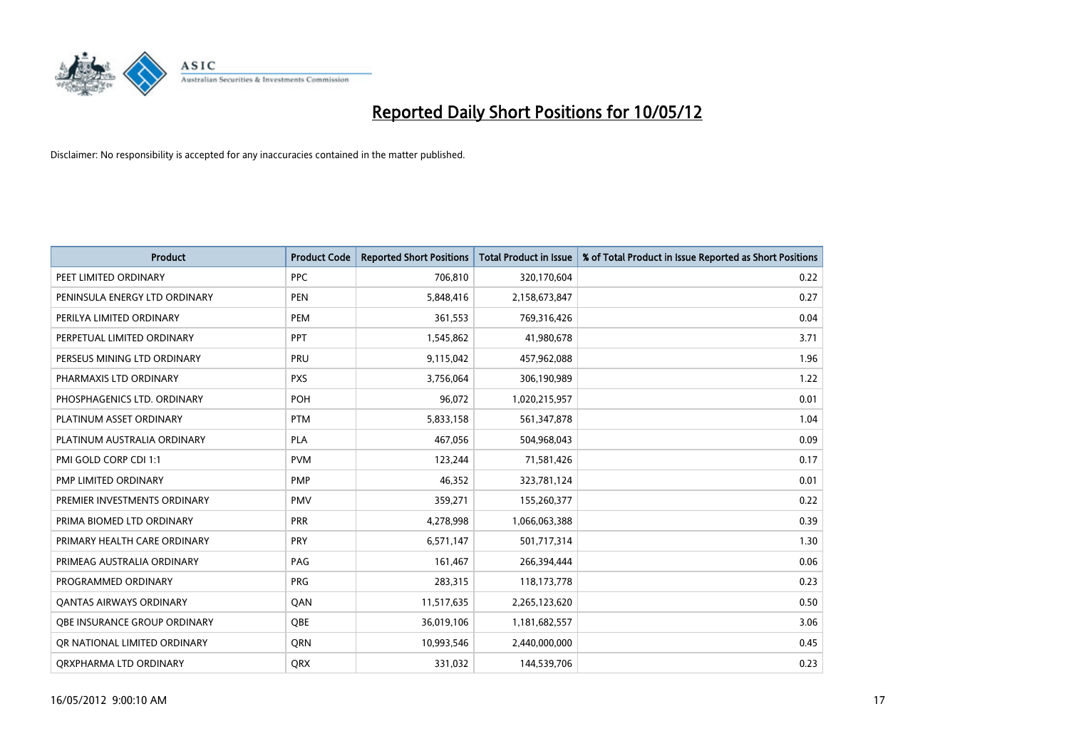# Reported Daily Short Positions for 10/05/12

Disclaimer: No responsibility is accepted for any inaccuracies contained in the matter published.

| Product | Product Code | Reported Short Positions | Total Product in Issue | % of Total Product in Issue Reported as Short Positions |
|---|---|---|---|---|
| PEET LIMITED ORDINARY | PPC | 706,810 | 320,170,604 | 0.22 |
| PENINSULA ENERGY LTD ORDINARY | PEN | 5,848,416 | 2,158,673,847 | 0.27 |
| PERILYA LIMITED ORDINARY | PEM | 361,553 | 769,316,426 | 0.04 |
| PERPETUAL LIMITED ORDINARY | PPT | 1,545,862 | 41,980,678 | 3.71 |
| PERSEUS MINING LTD ORDINARY | PRU | 9,115,042 | 457,962,088 | 1.96 |
| PHARMAXIS LTD ORDINARY | PXS | 3,756,064 | 306,190,989 | 1.22 |
| PHOSPHAGENICS LTD. ORDINARY | POH | 96,072 | 1,020,215,957 | 0.01 |
| PLATINUM ASSET ORDINARY | PTM | 5,833,158 | 561,347,878 | 1.04 |
| PLATINUM AUSTRALIA ORDINARY | PLA | 467,056 | 504,968,043 | 0.09 |
| PMI GOLD CORP CDI 1:1 | PVM | 123,244 | 71,581,426 | 0.17 |
| PMP LIMITED ORDINARY | PMP | 46,352 | 323,781,124 | 0.01 |
| PREMIER INVESTMENTS ORDINARY | PMV | 359,271 | 155,260,377 | 0.22 |
| PRIMA BIOMED LTD ORDINARY | PRR | 4,278,998 | 1,066,063,388 | 0.39 |
| PRIMARY HEALTH CARE ORDINARY | PRY | 6,571,147 | 501,717,314 | 1.30 |
| PRIMEAG AUSTRALIA ORDINARY | PAG | 161,467 | 266,394,444 | 0.06 |
| PROGRAMMED ORDINARY | PRG | 283,315 | 118,173,778 | 0.23 |
| QANTAS AIRWAYS ORDINARY | QAN | 11,517,635 | 2,265,123,620 | 0.50 |
| QBE INSURANCE GROUP ORDINARY | QBE | 36,019,106 | 1,181,682,557 | 3.06 |
| QR NATIONAL LIMITED ORDINARY | QRN | 10,993,546 | 2,440,000,000 | 0.45 |
| QRXPHARMA LTD ORDINARY | QRX | 331,032 | 144,539,706 | 0.23 |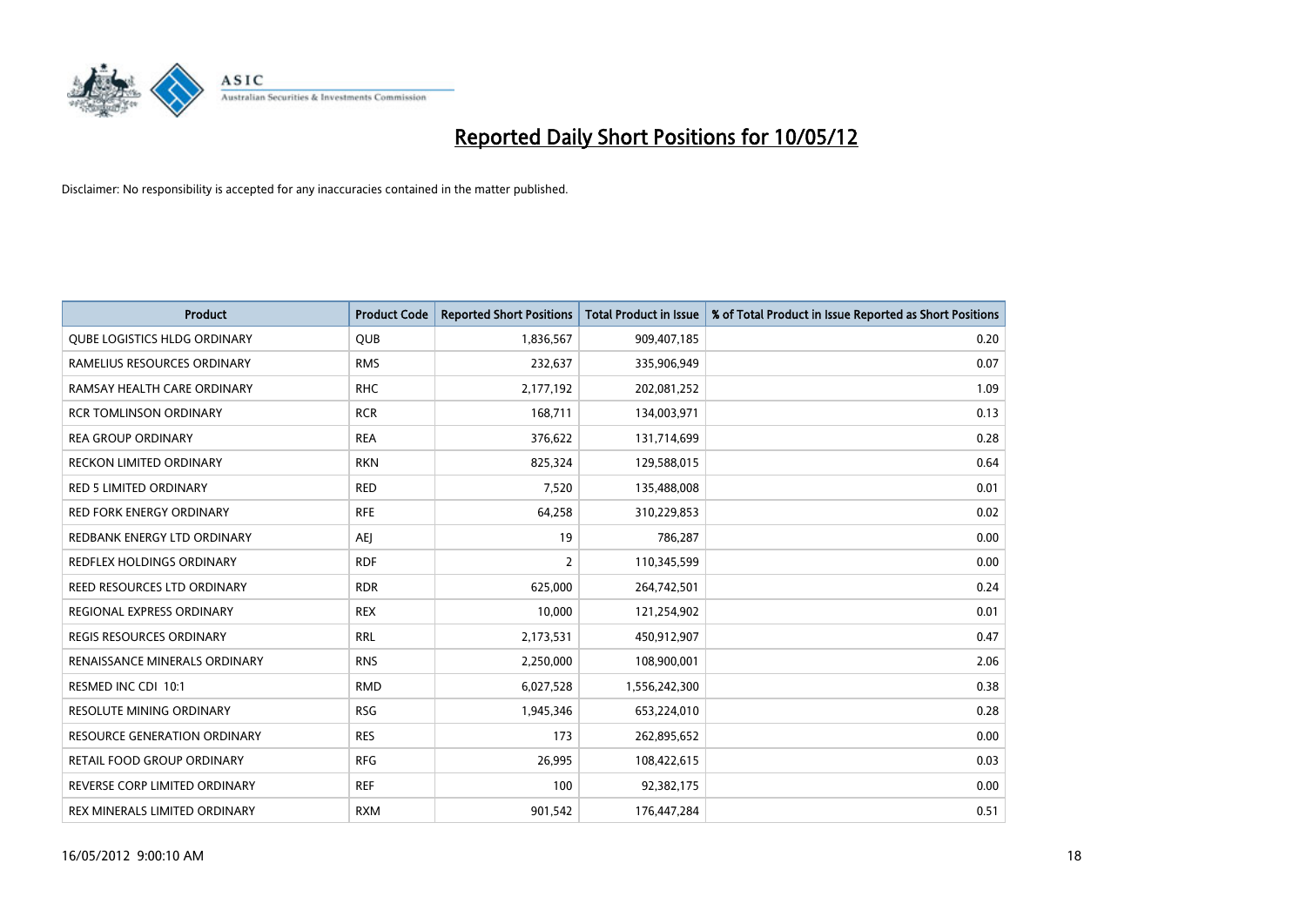# Reported Daily Short Positions for 10/05/12

Disclaimer: No responsibility is accepted for any inaccuracies contained in the matter published.

| Product | Product Code | Reported Short Positions | Total Product in Issue | % of Total Product in Issue Reported as Short Positions |
|---|---|---|---|---|
| QUBE LOGISTICS HLDG ORDINARY | QUB | 1,836,567 | 909,407,185 | 0.20 |
| RAMELIUS RESOURCES ORDINARY | RMS | 232,637 | 335,906,949 | 0.07 |
| RAMSAY HEALTH CARE ORDINARY | RHC | 2,177,192 | 202,081,252 | 1.09 |
| RCR TOMLINSON ORDINARY | RCR | 168,711 | 134,003,971 | 0.13 |
| REA GROUP ORDINARY | REA | 376,622 | 131,714,699 | 0.28 |
| RECKON LIMITED ORDINARY | RKN | 825,324 | 129,588,015 | 0.64 |
| RED 5 LIMITED ORDINARY | RED | 7,520 | 135,488,008 | 0.01 |
| RED FORK ENERGY ORDINARY | RFE | 64,258 | 310,229,853 | 0.02 |
| REDBANK ENERGY LTD ORDINARY | AEJ | 19 | 786,287 | 0.00 |
| REDFLEX HOLDINGS ORDINARY | RDF | 2 | 110,345,599 | 0.00 |
| REED RESOURCES LTD ORDINARY | RDR | 625,000 | 264,742,501 | 0.24 |
| REGIONAL EXPRESS ORDINARY | REX | 10,000 | 121,254,902 | 0.01 |
| REGIS RESOURCES ORDINARY | RRL | 2,173,531 | 450,912,907 | 0.47 |
| RENAISSANCE MINERALS ORDINARY | RNS | 2,250,000 | 108,900,001 | 2.06 |
| RESMED INC CDI 10:1 | RMD | 6,027,528 | 1,556,242,300 | 0.38 |
| RESOLUTE MINING ORDINARY | RSG | 1,945,346 | 653,224,010 | 0.28 |
| RESOURCE GENERATION ORDINARY | RES | 173 | 262,895,652 | 0.00 |
| RETAIL FOOD GROUP ORDINARY | RFG | 26,995 | 108,422,615 | 0.03 |
| REVERSE CORP LIMITED ORDINARY | REF | 100 | 92,382,175 | 0.00 |
| REX MINERALS LIMITED ORDINARY | RXM | 901,542 | 176,447,284 | 0.51 |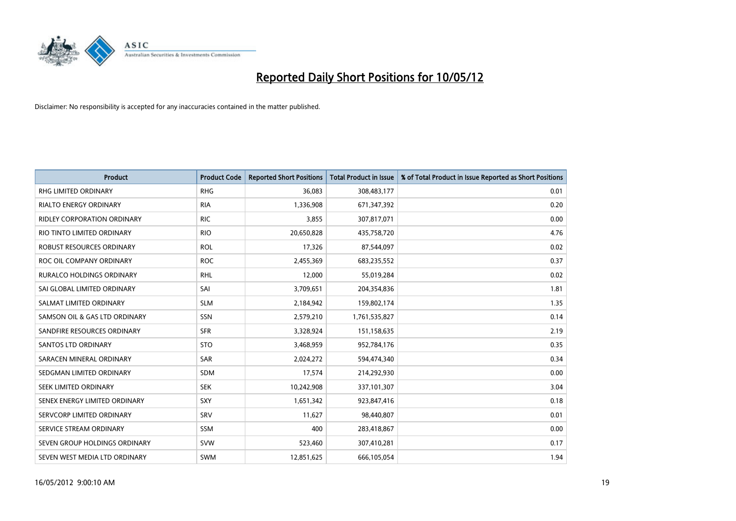# Reported Daily Short Positions for 10/05/12

Disclaimer: No responsibility is accepted for any inaccuracies contained in the matter published.

| Product | Product Code | Reported Short Positions | Total Product in Issue | % of Total Product in Issue Reported as Short Positions |
|---|---|---|---|---|
| RHG LIMITED ORDINARY | RHG | 36,083 | 308,483,177 | 0.01 |
| RIALTO ENERGY ORDINARY | RIA | 1,336,908 | 671,347,392 | 0.20 |
| RIDLEY CORPORATION ORDINARY | RIC | 3,855 | 307,817,071 | 0.00 |
| RIO TINTO LIMITED ORDINARY | RIO | 20,650,828 | 435,758,720 | 4.76 |
| ROBUST RESOURCES ORDINARY | ROL | 17,326 | 87,544,097 | 0.02 |
| ROC OIL COMPANY ORDINARY | ROC | 2,455,369 | 683,235,552 | 0.37 |
| RURALCO HOLDINGS ORDINARY | RHL | 12,000 | 55,019,284 | 0.02 |
| SAI GLOBAL LIMITED ORDINARY | SAI | 3,709,651 | 204,354,836 | 1.81 |
| SALMAT LIMITED ORDINARY | SLM | 2,184,942 | 159,802,174 | 1.35 |
| SAMSON OIL & GAS LTD ORDINARY | SSN | 2,579,210 | 1,761,535,827 | 0.14 |
| SANDFIRE RESOURCES ORDINARY | SFR | 3,328,924 | 151,158,635 | 2.19 |
| SANTOS LTD ORDINARY | STO | 3,468,959 | 952,784,176 | 0.35 |
| SARACEN MINERAL ORDINARY | SAR | 2,024,272 | 594,474,340 | 0.34 |
| SEDGMAN LIMITED ORDINARY | SDM | 17,574 | 214,292,930 | 0.00 |
| SEEK LIMITED ORDINARY | SEK | 10,242,908 | 337,101,307 | 3.04 |
| SENEX ENERGY LIMITED ORDINARY | SXY | 1,651,342 | 923,847,416 | 0.18 |
| SERVCORP LIMITED ORDINARY | SRV | 11,627 | 98,440,807 | 0.01 |
| SERVICE STREAM ORDINARY | SSM | 400 | 283,418,867 | 0.00 |
| SEVEN GROUP HOLDINGS ORDINARY | SVW | 523,460 | 307,410,281 | 0.17 |
| SEVEN WEST MEDIA LTD ORDINARY | SWM | 12,851,625 | 666,105,054 | 1.94 |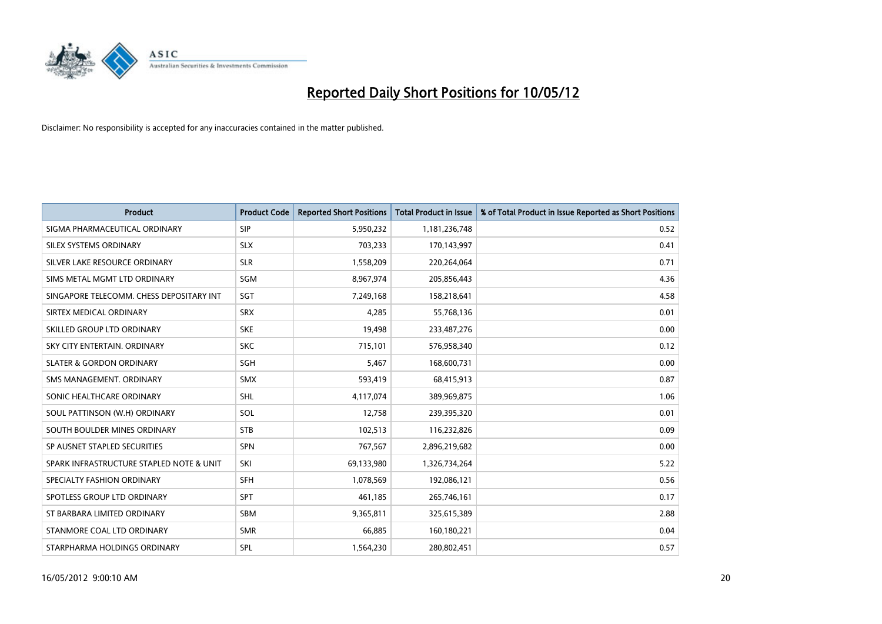# Reported Daily Short Positions for 10/05/12

Disclaimer: No responsibility is accepted for any inaccuracies contained in the matter published.

| Product | Product Code | Reported Short Positions | Total Product in Issue | % of Total Product in Issue Reported as Short Positions |
|---|---|---|---|---|
| SIGMA PHARMACEUTICAL ORDINARY | SIP | 5,950,232 | 1,181,236,748 | 0.52 |
| SILEX SYSTEMS ORDINARY | SLX | 703,233 | 170,143,997 | 0.41 |
| SILVER LAKE RESOURCE ORDINARY | SLR | 1,558,209 | 220,264,064 | 0.71 |
| SIMS METAL MGMT LTD ORDINARY | SGM | 8,967,974 | 205,856,443 | 4.36 |
| SINGAPORE TELECOMM. CHESS DEPOSITARY INT | SGT | 7,249,168 | 158,218,641 | 4.58 |
| SIRTEX MEDICAL ORDINARY | SRX | 4,285 | 55,768,136 | 0.01 |
| SKILLED GROUP LTD ORDINARY | SKE | 19,498 | 233,487,276 | 0.00 |
| SKY CITY ENTERTAIN. ORDINARY | SKC | 715,101 | 576,958,340 | 0.12 |
| SLATER & GORDON ORDINARY | SGH | 5,467 | 168,600,731 | 0.00 |
| SMS MANAGEMENT. ORDINARY | SMX | 593,419 | 68,415,913 | 0.87 |
| SONIC HEALTHCARE ORDINARY | SHL | 4,117,074 | 389,969,875 | 1.06 |
| SOUL PATTINSON (W.H) ORDINARY | SOL | 12,758 | 239,395,320 | 0.01 |
| SOUTH BOULDER MINES ORDINARY | STB | 102,513 | 116,232,826 | 0.09 |
| SP AUSNET STAPLED SECURITIES | SPN | 767,567 | 2,896,219,682 | 0.00 |
| SPARK INFRASTRUCTURE STAPLED NOTE & UNIT | SKI | 69,133,980 | 1,326,734,264 | 5.22 |
| SPECIALTY FASHION ORDINARY | SFH | 1,078,569 | 192,086,121 | 0.56 |
| SPOTLESS GROUP LTD ORDINARY | SPT | 461,185 | 265,746,161 | 0.17 |
| ST BARBARA LIMITED ORDINARY | SBM | 9,365,811 | 325,615,389 | 2.88 |
| STANMORE COAL LTD ORDINARY | SMR | 66,885 | 160,180,221 | 0.04 |
| STARPHARMA HOLDINGS ORDINARY | SPL | 1,564,230 | 280,802,451 | 0.57 |

16/05/2012 9:00:10 AM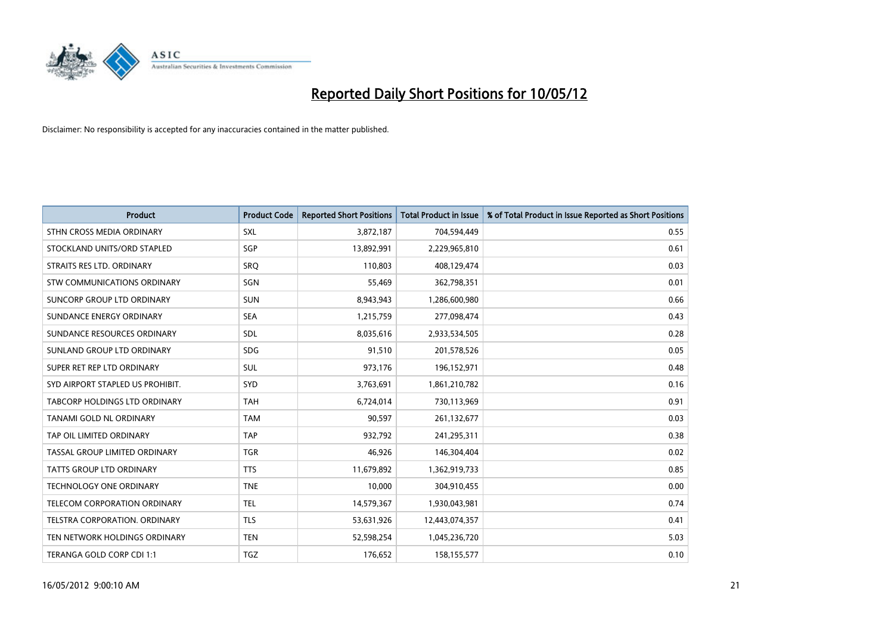# Reported Daily Short Positions for 10/05/12

Disclaimer: No responsibility is accepted for any inaccuracies contained in the matter published.

| Product | Product Code | Reported Short Positions | Total Product in Issue | % of Total Product in Issue Reported as Short Positions |
| --- | --- | --- | --- | --- |
| STHN CROSS MEDIA ORDINARY | SXL | 3,872,187 | 704,594,449 | 0.55 |
| STOCKLAND UNITS/ORD STAPLED | SGP | 13,892,991 | 2,229,965,810 | 0.61 |
| STRAITS RES LTD. ORDINARY | SRQ | 110,803 | 408,129,474 | 0.03 |
| STW COMMUNICATIONS ORDINARY | SGN | 55,469 | 362,798,351 | 0.01 |
| SUNCORP GROUP LTD ORDINARY | SUN | 8,943,943 | 1,286,600,980 | 0.66 |
| SUNDANCE ENERGY ORDINARY | SEA | 1,215,759 | 277,098,474 | 0.43 |
| SUNDANCE RESOURCES ORDINARY | SDL | 8,035,616 | 2,933,534,505 | 0.28 |
| SUNLAND GROUP LTD ORDINARY | SDG | 91,510 | 201,578,526 | 0.05 |
| SUPER RET REP LTD ORDINARY | SUL | 973,176 | 196,152,971 | 0.48 |
| SYD AIRPORT STAPLED US PROHIBIT. | SYD | 3,763,691 | 1,861,210,782 | 0.16 |
| TABCORP HOLDINGS LTD ORDINARY | TAH | 6,724,014 | 730,113,969 | 0.91 |
| TANAMI GOLD NL ORDINARY | TAM | 90,597 | 261,132,677 | 0.03 |
| TAP OIL LIMITED ORDINARY | TAP | 932,792 | 241,295,311 | 0.38 |
| TASSAL GROUP LIMITED ORDINARY | TGR | 46,926 | 146,304,404 | 0.02 |
| TATTS GROUP LTD ORDINARY | TTS | 11,679,892 | 1,362,919,733 | 0.85 |
| TECHNOLOGY ONE ORDINARY | TNE | 10,000 | 304,910,455 | 0.00 |
| TELECOM CORPORATION ORDINARY | TEL | 14,579,367 | 1,930,043,981 | 0.74 |
| TELSTRA CORPORATION. ORDINARY | TLS | 53,631,926 | 12,443,074,357 | 0.41 |
| TEN NETWORK HOLDINGS ORDINARY | TEN | 52,598,254 | 1,045,236,720 | 5.03 |
| TERANGA GOLD CORP CDI 1:1 | TGZ | 176,652 | 158,155,577 | 0.10 |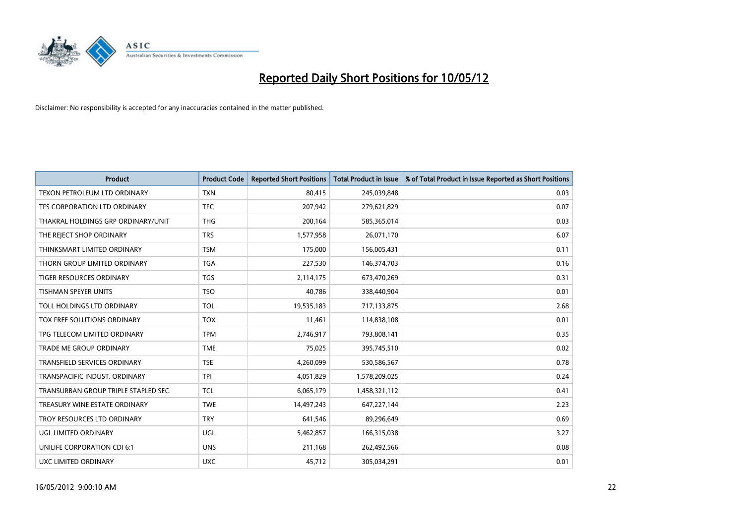# Reported Daily Short Positions for 10/05/12

Disclaimer: No responsibility is accepted for any inaccuracies contained in the matter published.

| Product | Product Code | Reported Short Positions | Total Product in Issue | % of Total Product in Issue Reported as Short Positions |
|---|---|---|---|---|
| TEXON PETROLEUM LTD ORDINARY | TXN | 80,415 | 245,039,848 | 0.03 |
| TFS CORPORATION LTD ORDINARY | TFC | 207,942 | 279,621,829 | 0.07 |
| THAKRAL HOLDINGS GRP ORDINARY/UNIT | THG | 200,164 | 585,365,014 | 0.03 |
| THE REJECT SHOP ORDINARY | TRS | 1,577,958 | 26,071,170 | 6.07 |
| THINKSMART LIMITED ORDINARY | TSM | 175,000 | 156,005,431 | 0.11 |
| THORN GROUP LIMITED ORDINARY | TGA | 227,530 | 146,374,703 | 0.16 |
| TIGER RESOURCES ORDINARY | TGS | 2,114,175 | 673,470,269 | 0.31 |
| TISHMAN SPEYER UNITS | TSO | 40,786 | 338,440,904 | 0.01 |
| TOLL HOLDINGS LTD ORDINARY | TOL | 19,535,183 | 717,133,875 | 2.68 |
| TOX FREE SOLUTIONS ORDINARY | TOX | 11,461 | 114,838,108 | 0.01 |
| TPG TELECOM LIMITED ORDINARY | TPM | 2,746,917 | 793,808,141 | 0.35 |
| TRADE ME GROUP ORDINARY | TME | 75,025 | 395,745,510 | 0.02 |
| TRANSFIELD SERVICES ORDINARY | TSE | 4,260,099 | 530,586,567 | 0.78 |
| TRANSPACIFIC INDUST. ORDINARY | TPI | 4,051,829 | 1,578,209,025 | 0.24 |
| TRANSURBAN GROUP TRIPLE STAPLED SEC. | TCL | 6,065,179 | 1,458,321,112 | 0.41 |
| TREASURY WINE ESTATE ORDINARY | TWE | 14,497,243 | 647,227,144 | 2.23 |
| TROY RESOURCES LTD ORDINARY | TRY | 641,546 | 89,296,649 | 0.69 |
| UGL LIMITED ORDINARY | UGL | 5,462,857 | 166,315,038 | 3.27 |
| UNILIFE CORPORATION CDI 6:1 | UNS | 211,168 | 262,492,566 | 0.08 |
| UXC LIMITED ORDINARY | UXC | 45,712 | 305,034,291 | 0.01 |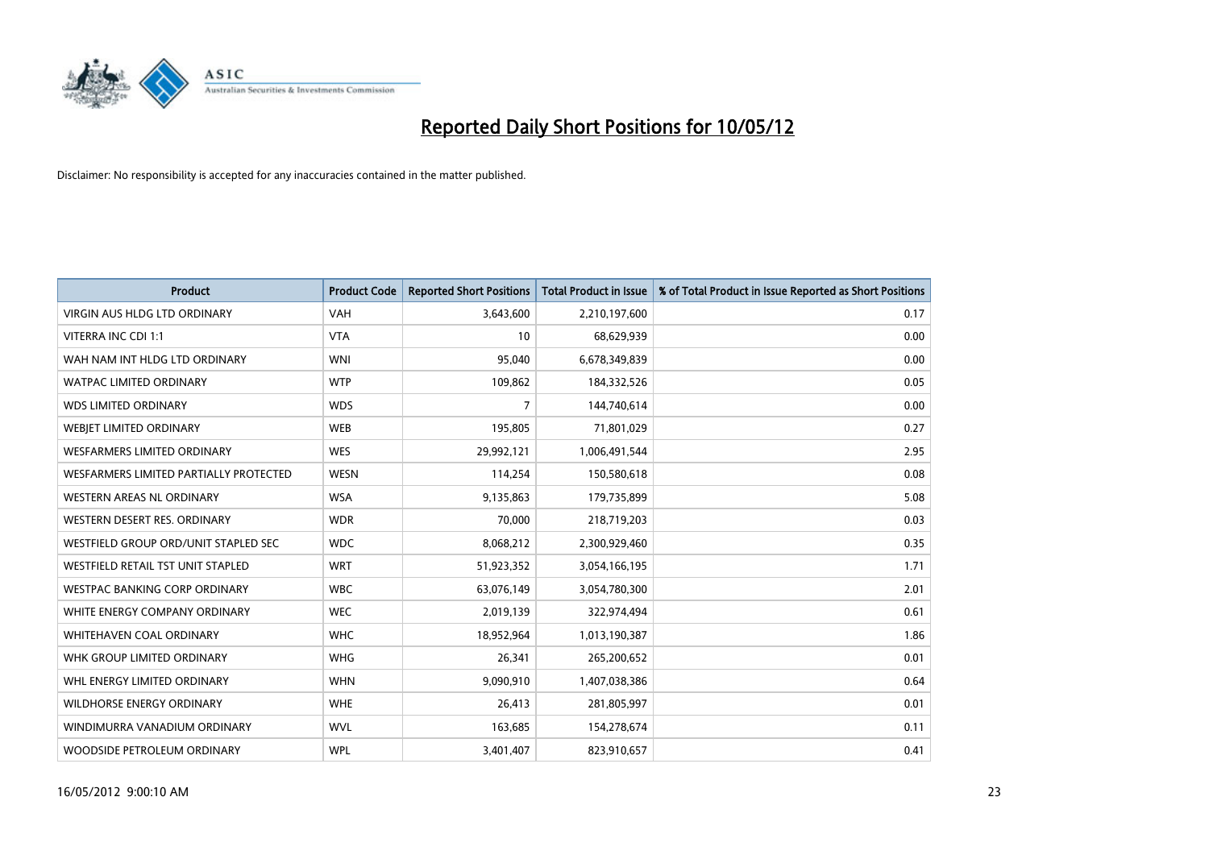# Reported Daily Short Positions for 10/05/12

Disclaimer: No responsibility is accepted for any inaccuracies contained in the matter published.

| Product | Product Code | Reported Short Positions | Total Product in Issue | % of Total Product in Issue Reported as Short Positions |
|---|---|---|---|---|
| VIRGIN AUS HLDG LTD ORDINARY | VAH | 3,643,600 | 2,210,197,600 | 0.17 |
| VITERRA INC CDI 1:1 | VTA | 10 | 68,629,939 | 0.00 |
| WAH NAM INT HLDG LTD ORDINARY | WNI | 95,040 | 6,678,349,839 | 0.00 |
| WATPAC LIMITED ORDINARY | WTP | 109,862 | 184,332,526 | 0.05 |
| WDS LIMITED ORDINARY | WDS | 7 | 144,740,614 | 0.00 |
| WEBJET LIMITED ORDINARY | WEB | 195,805 | 71,801,029 | 0.27 |
| WESFARMERS LIMITED ORDINARY | WES | 29,992,121 | 1,006,491,544 | 2.95 |
| WESFARMERS LIMITED PARTIALLY PROTECTED | WESN | 114,254 | 150,580,618 | 0.08 |
| WESTERN AREAS NL ORDINARY | WSA | 9,135,863 | 179,735,899 | 5.08 |
| WESTERN DESERT RES. ORDINARY | WDR | 70,000 | 218,719,203 | 0.03 |
| WESTFIELD GROUP ORD/UNIT STAPLED SEC | WDC | 8,068,212 | 2,300,929,460 | 0.35 |
| WESTFIELD RETAIL TST UNIT STAPLED | WRT | 51,923,352 | 3,054,166,195 | 1.71 |
| WESTPAC BANKING CORP ORDINARY | WBC | 63,076,149 | 3,054,780,300 | 2.01 |
| WHITE ENERGY COMPANY ORDINARY | WEC | 2,019,139 | 322,974,494 | 0.61 |
| WHITEHAVEN COAL ORDINARY | WHC | 18,952,964 | 1,013,190,387 | 1.86 |
| WHK GROUP LIMITED ORDINARY | WHG | 26,341 | 265,200,652 | 0.01 |
| WHL ENERGY LIMITED ORDINARY | WHN | 9,090,910 | 1,407,038,386 | 0.64 |
| WILDHORSE ENERGY ORDINARY | WHE | 26,413 | 281,805,997 | 0.01 |
| WINDIMURRA VANADIUM ORDINARY | WVL | 163,685 | 154,278,674 | 0.11 |
| WOODSIDE PETROLEUM ORDINARY | WPL | 3,401,407 | 823,910,657 | 0.41 |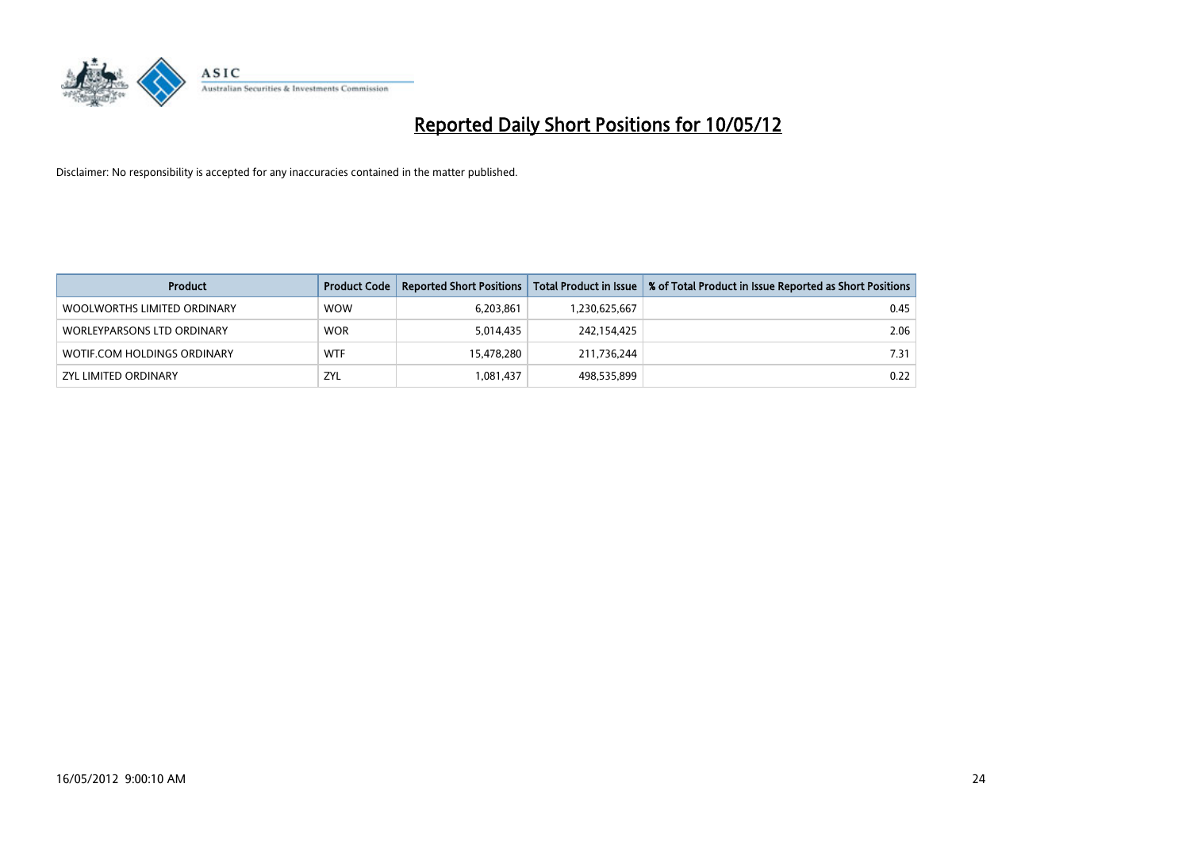# Reported Daily Short Positions for 10/05/12

Disclaimer: No responsibility is accepted for any inaccuracies contained in the matter published.

| Product | Product Code | Reported Short Positions | Total Product in Issue | % of Total Product in Issue Reported as Short Positions |
|---|---|---|---|---|
| WOOLWORTHS LIMITED ORDINARY | WOW | 6,203,861 | 1,230,625,667 | 0.45 |
| WORLEYPARSONS LTD ORDINARY | WOR | 5,014,435 | 242,154,425 | 2.06 |
| WOTIF.COM HOLDINGS ORDINARY | WTF | 15,478,280 | 211,736,244 | 7.31 |
| ZYL LIMITED ORDINARY | ZYL | 1,081,437 | 498,535,899 | 0.22 |

16/05/2012 9:00:10 AM